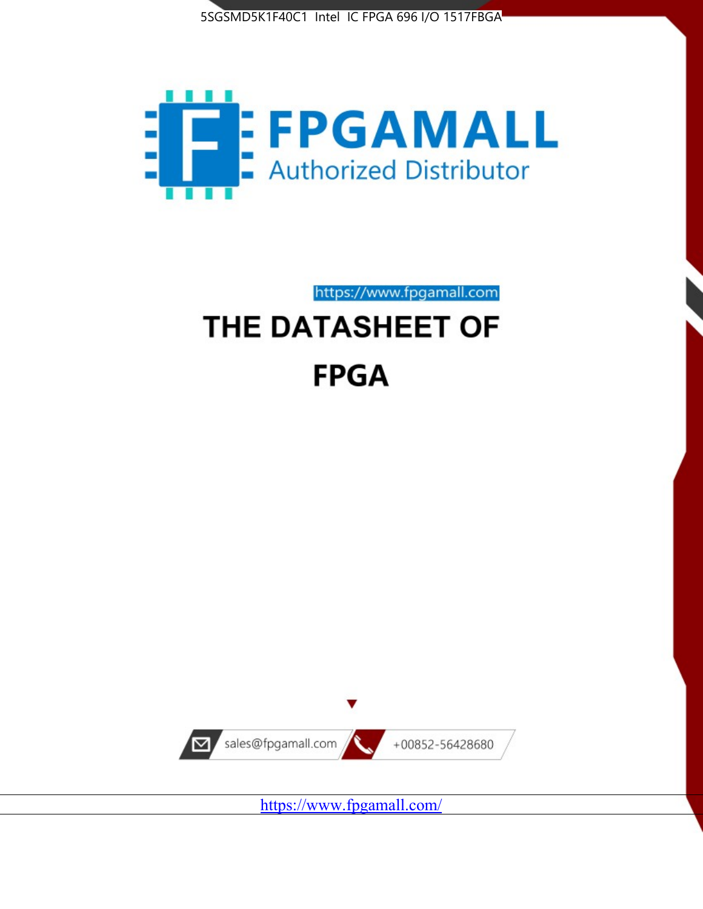5SGSMD5K1F40C1 Intel IC FPGA 696 I/O 1517FBGA

FPGAMALL

Authorized Distributor

https://www.fpgamall.com

# THE DATASHEET OF

# FPGA

sales@fpgamall.com

+00852-56428680

https://www.fpgamall.com/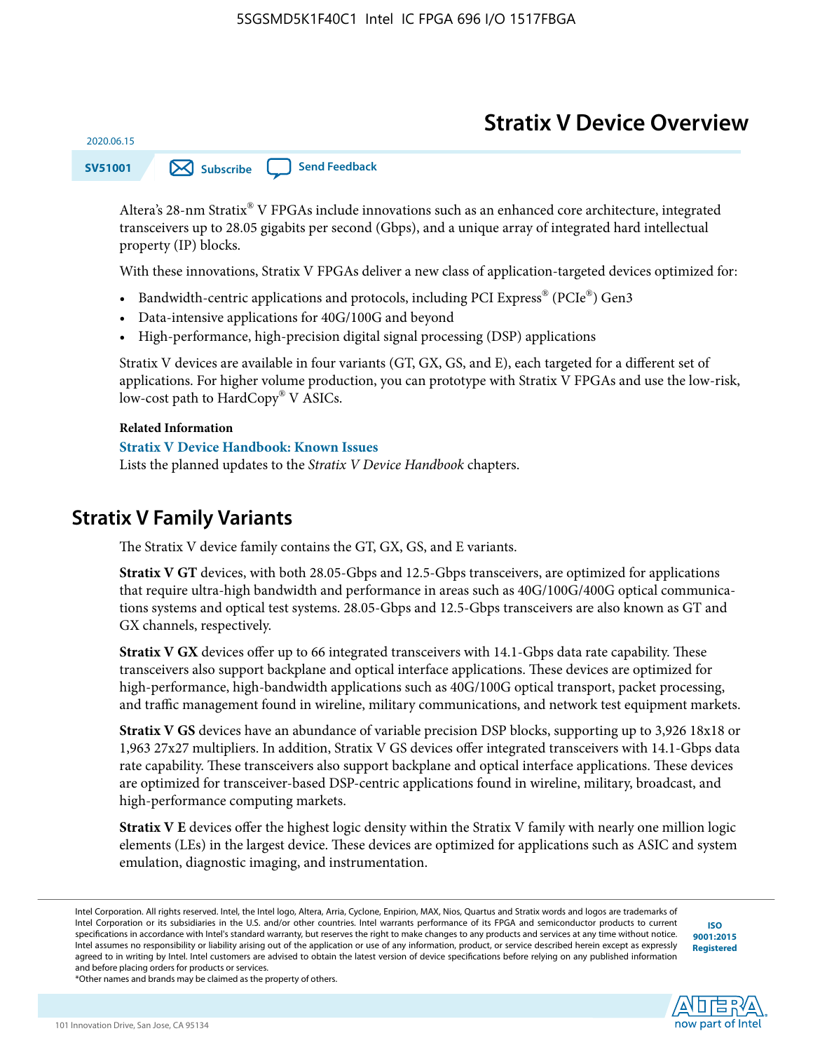# Stratix V Device Overview

2020.06.15

SV51001

Subscribe

Send Feedback

Altera's 28-nm Stratix® V FPGAs include innovations such as an enhanced core architecture, integrated transceivers up to 28.05 gigabits per second (Gbps), and a unique array of integrated hard intellectual property (IP) blocks.

With these innovations, Stratix V FPGAs deliver a new class of application-targeted devices optimized for:

- Bandwidth-centric applications and protocols, including PCI Express® (PCIe®) Gen3
- Data-intensive applications for 40G/100G and beyond
- High-performance, high-precision digital signal processing (DSP) applications

Stratix V devices are available in four variants (GT, GX, GS, and E), each targeted for a different set of applications. For higher volume production, you can prototype with Stratix V FPGAs and use the low-risk, low-cost path to HardCopy® V ASICs.

**Related Information**

**Stratix V Device Handbook: Known Issues**
Lists the planned updates to the *Stratix V Device Handbook* chapters.

## Stratix V Family Variants

The Stratix V device family contains the GT, GX, GS, and E variants.

**Stratix V GT** devices, with both 28.05-Gbps and 12.5-Gbps transceivers, are optimized for applications that require ultra-high bandwidth and performance in areas such as 40G/100G/400G optical communications systems and optical test systems. 28.05-Gbps and 12.5-Gbps transceivers are also known as GT and GX channels, respectively.

**Stratix V GX** devices offer up to 66 integrated transceivers with 14.1-Gbps data rate capability. These transceivers also support backplane and optical interface applications. These devices are optimized for high-performance, high-bandwidth applications such as 40G/100G optical transport, packet processing, and traffic management found in wireline, military communications, and network test equipment markets.

**Stratix V GS** devices have an abundance of variable precision DSP blocks, supporting up to 3,926 18x18 or 1,963 27x27 multipliers. In addition, Stratix V GS devices offer integrated transceivers with 14.1-Gbps data rate capability. These transceivers also support backplane and optical interface applications. These devices are optimized for transceiver-based DSP-centric applications found in wireline, military, broadcast, and high-performance computing markets.

**Stratix V E** devices offer the highest logic density within the Stratix V family with nearly one million logic elements (LEs) in the largest device. These devices are optimized for applications such as ASIC and system emulation, diagnostic imaging, and instrumentation.

Intel Corporation. All rights reserved. Intel, the Intel logo, Altera, Arria, Cyclone, Enpirion, MAX, Nios, Quartus and Stratix words and logos are trademarks of Intel Corporation or its subsidiaries in the U.S. and/or other countries. Intel warrants performance of its FPGA and semiconductor products to current specifications in accordance with Intel's standard warranty, but reserves the right to make changes to any products and services at any time without notice. Intel assumes no responsibility or liability arising out of the application or use of any information, product, or service described herein except as expressly agreed to in writing by Intel. Intel customers are advised to obtain the latest version of device specifications before relying on any published information and before placing orders for products or services.
*Other names and brands may be claimed as the property of others.

ISO 9001:2015 Registered

101 Innovation Drive, San Jose, CA 95134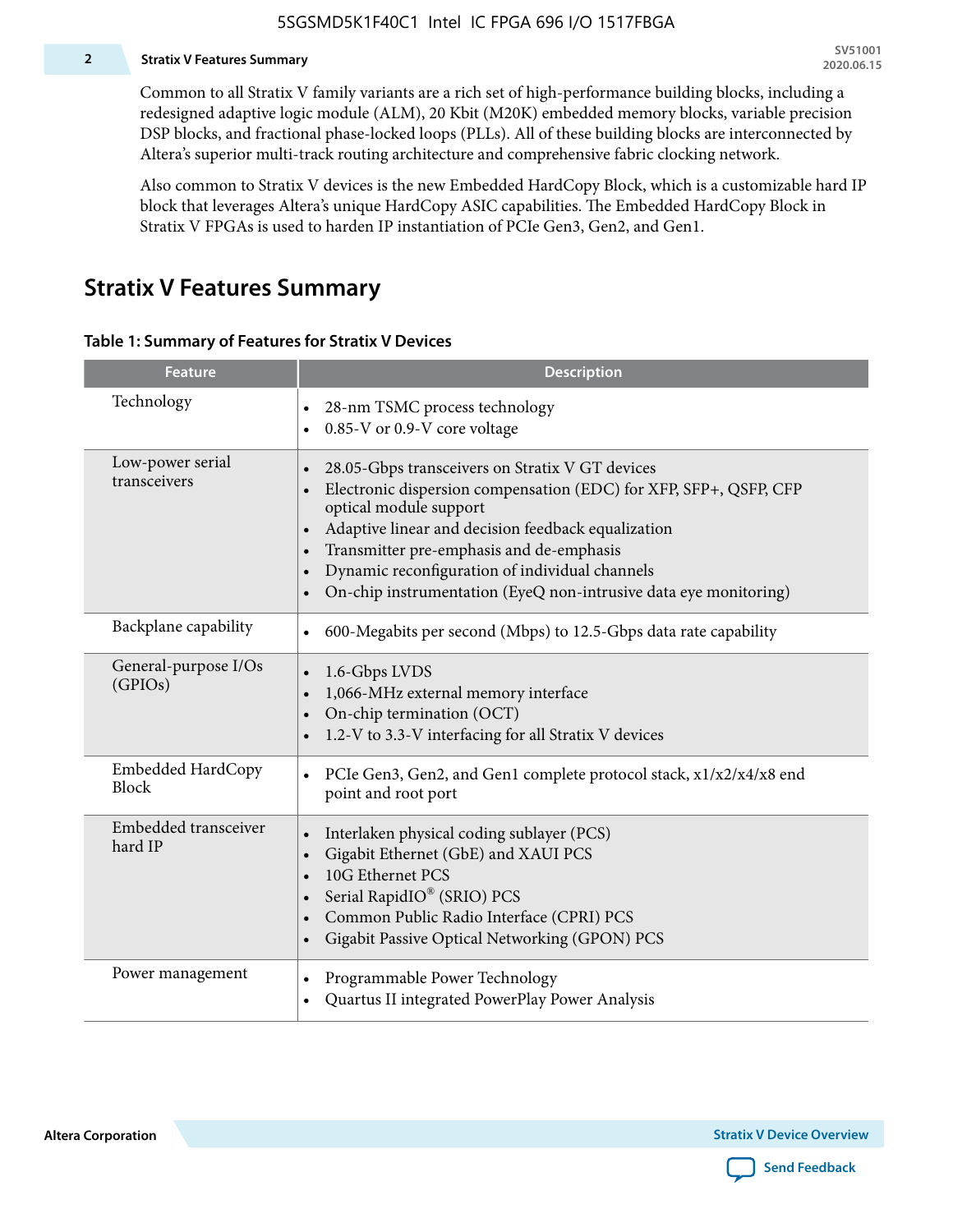Common to all Stratix V family variants are a rich set of high-performance building blocks, including a redesigned adaptive logic module (ALM), 20 Kbit (M20K) embedded memory blocks, variable precision DSP blocks, and fractional phase-locked loops (PLLs). All of these building blocks are interconnected by Altera's superior multi-track routing architecture and comprehensive fabric clocking network.

Also common to Stratix V devices is the new Embedded HardCopy Block, which is a customizable hard IP block that leverages Altera's unique HardCopy ASIC capabilities. The Embedded HardCopy Block in Stratix V FPGAs is used to harden IP instantiation of PCIe Gen3, Gen2, and Gen1.

## Stratix V Features Summary

**Table 1: Summary of Features for Stratix V Devices**

| Feature | Description |
|---|---|
| Technology | • 28-nm TSMC process technology<br>• 0.85-V or 0.9-V core voltage |
| Low-power serial transceivers | • 28.05-Gbps transceivers on Stratix V GT devices<br>• Electronic dispersion compensation (EDC) for XFP, SFP+, QSFP, CFP optical module support<br>• Adaptive linear and decision feedback equalization<br>• Transmitter pre-emphasis and de-emphasis<br>• Dynamic reconfiguration of individual channels<br>• On-chip instrumentation (EyeQ non-intrusive data eye monitoring) |
| Backplane capability | • 600-Megabits per second (Mbps) to 12.5-Gbps data rate capability |
| General-purpose I/Os (GPIOs) | • 1.6-Gbps LVDS<br>• 1,066-MHz external memory interface<br>• On-chip termination (OCT)<br>• 1.2-V to 3.3-V interfacing for all Stratix V devices |
| Embedded HardCopy Block | • PCIe Gen3, Gen2, and Gen1 complete protocol stack, x1/x2/x4/x8 end point and root port |
| Embedded transceiver hard IP | • Interlaken physical coding sublayer (PCS)<br>• Gigabit Ethernet (GbE) and XAUI PCS<br>• 10G Ethernet PCS<br>• Serial RapidIO® (SRIO) PCS<br>• Common Public Radio Interface (CPRI) PCS<br>• Gigabit Passive Optical Networking (GPON) PCS |
| Power management | • Programmable Power Technology<br>• Quartus II integrated PowerPlay Power Analysis |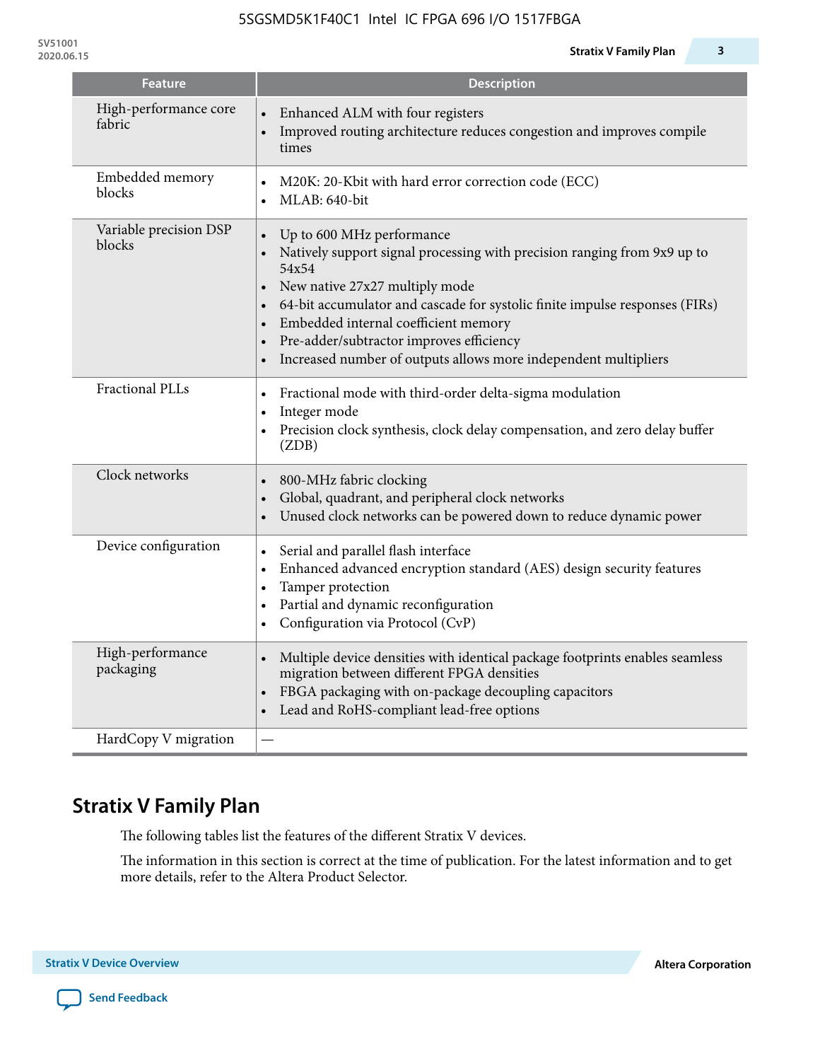| Feature | Description |
| --- | --- |
| High-performance core fabric | • Enhanced ALM with four registers<br>• Improved routing architecture reduces congestion and improves compile times |
| Embedded memory blocks | • M20K: 20-Kbit with hard error correction code (ECC)<br>• MLAB: 640-bit |
| Variable precision DSP blocks | • Up to 600 MHz performance<br>• Natively support signal processing with precision ranging from 9x9 up to 54x54<br>• New native 27x27 multiply mode<br>• 64-bit accumulator and cascade for systolic finite impulse responses (FIRs)<br>• Embedded internal coefficient memory<br>• Pre-adder/subtractor improves efficiency<br>• Increased number of outputs allows more independent multipliers |
| Fractional PLLs | • Fractional mode with third-order delta-sigma modulation<br>• Integer mode<br>• Precision clock synthesis, clock delay compensation, and zero delay buffer (ZDB) |
| Clock networks | • 800-MHz fabric clocking<br>• Global, quadrant, and peripheral clock networks<br>• Unused clock networks can be powered down to reduce dynamic power |
| Device configuration | • Serial and parallel flash interface<br>• Enhanced advanced encryption standard (AES) design security features<br>• Tamper protection<br>• Partial and dynamic reconfiguration<br>• Configuration via Protocol (CvP) |
| High-performance packaging | • Multiple device densities with identical package footprints enables seamless migration between different FPGA densities<br>• FBGA packaging with on-package decoupling capacitors<br>• Lead and RoHS-compliant lead-free options |
| HardCopy V migration | — |

## Stratix V Family Plan

The following tables list the features of the different Stratix V devices.

The information in this section is correct at the time of publication. For the latest information and to get more details, refer to the Altera Product Selector.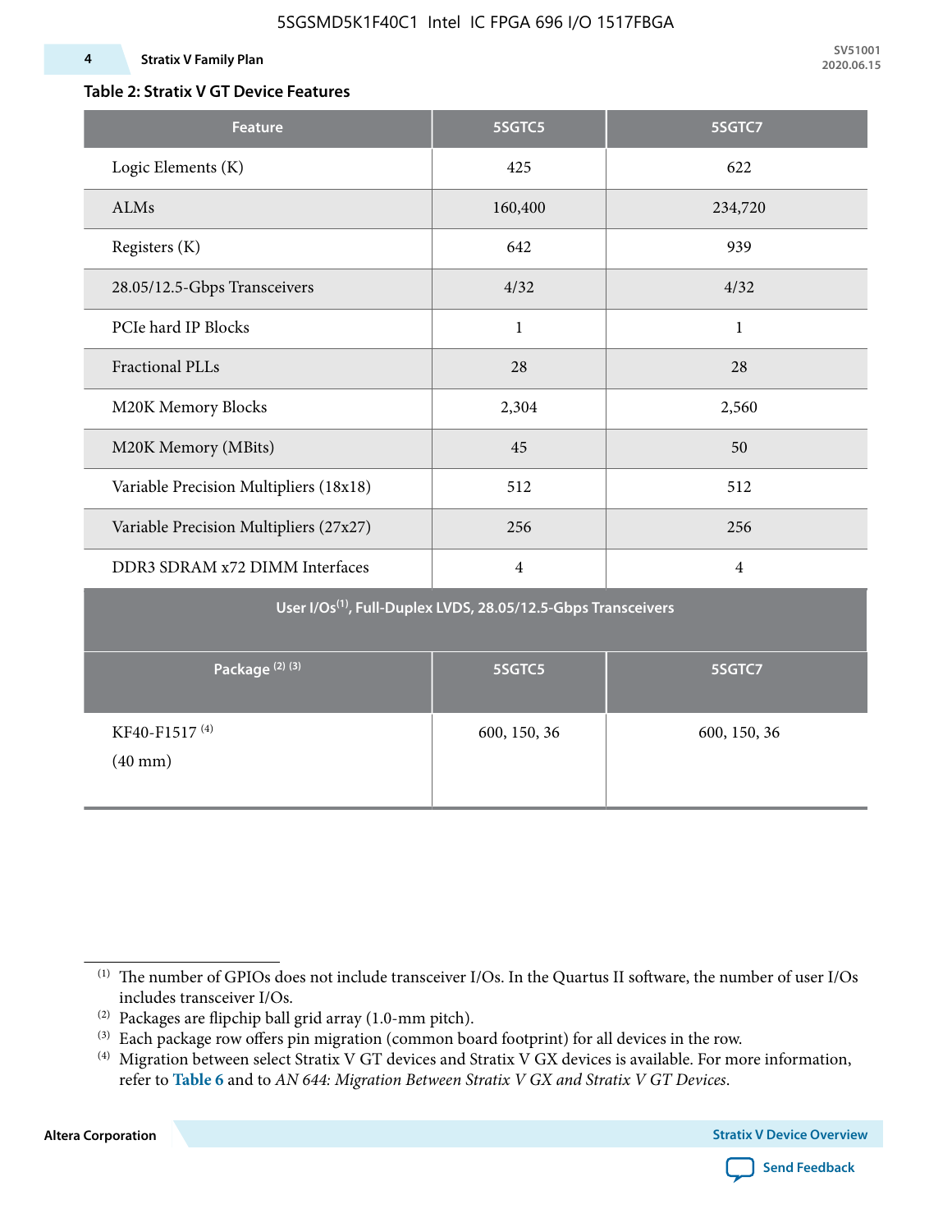**Table 2: Stratix V GT Device Features**

| Feature | 5SGTC5 | 5SGTC7 |
|---|---|---|
| Logic Elements (K) | 425 | 622 |
| ALMs | 160,400 | 234,720 |
| Registers (K) | 642 | 939 |
| 28.05/12.5-Gbps Transceivers | 4/32 | 4/32 |
| PCIe hard IP Blocks | 1 | 1 |
| Fractional PLLs | 28 | 28 |
| M20K Memory Blocks | 2,304 | 2,560 |
| M20K Memory (MBits) | 45 | 50 |
| Variable Precision Multipliers (18x18) | 512 | 512 |
| Variable Precision Multipliers (27x27) | 256 | 256 |
| DDR3 SDRAM x72 DIMM Interfaces | 4 | 4 |
| **User I/Os[(1)], Full-Duplex LVDS, 28.05/12.5-Gbps Transceivers** | | |
| **Package [(2)] [(3)]** | **5SGTC5** | **5SGTC7** |
| KF40-F1517 [(4)] (40 mm) | 600, 150, 36 | 600, 150, 36 |

(1) The number of GPIOs does not include transceiver I/Os. In the Quartus II software, the number of user I/Os includes transceiver I/Os.

(2) Packages are flipchip ball grid array (1.0-mm pitch).

(3) Each package row offers pin migration (common board footprint) for all devices in the row.

(4) Migration between select Stratix V GT devices and Stratix V GX devices is available. For more information, refer to **Table 6** and to *AN 644: Migration Between Stratix V GX and Stratix V GT Devices*.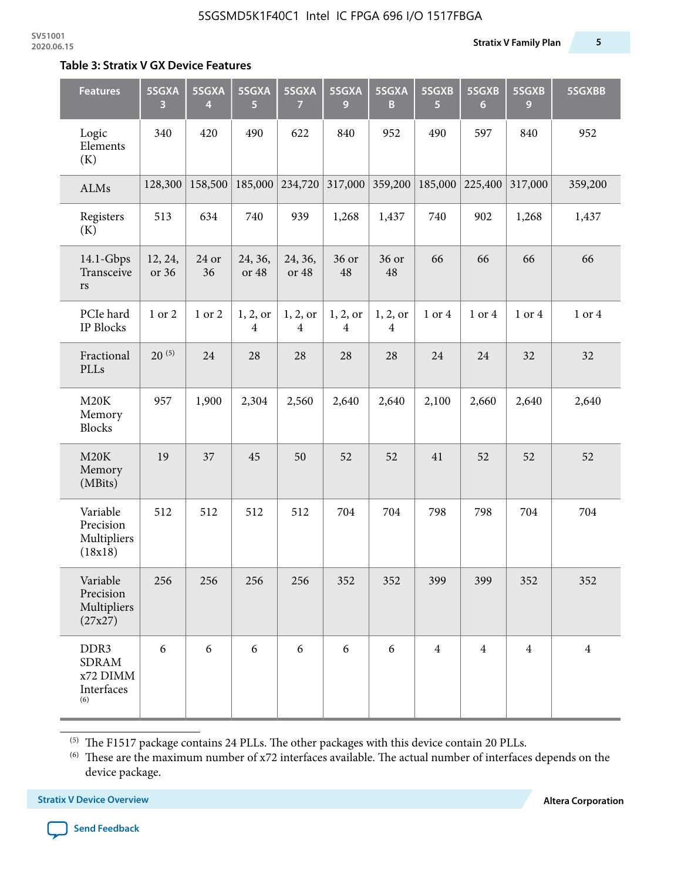**Table 3: Stratix V GX Device Features**

| Features | 5SGXA 3 | 5SGXA 4 | 5SGXA 5 | 5SGXA 7 | 5SGXA 9 | 5SGXA B | 5SGXB 5 | 5SGXB 6 | 5SGXB 9 | 5SGXBB |
|---|---|---|---|---|---|---|---|---|---|---|
| Logic Elements (K) | 340 | 420 | 490 | 622 | 840 | 952 | 490 | 597 | 840 | 952 |
| ALMs | 128,300 | 158,500 | 185,000 | 234,720 | 317,000 | 359,200 | 185,000 | 225,400 | 317,000 | 359,200 |
| Registers (K) | 513 | 634 | 740 | 939 | 1,268 | 1,437 | 740 | 902 | 1,268 | 1,437 |
| 14.1-Gbps Transceivers | 12, 24, or 36 | 24 or 36 | 24, 36, or 48 | 24, 36, or 48 | 36 or 48 | 36 or 48 | 66 | 66 | 66 | 66 |
| PCIe hard IP Blocks | 1 or 2 | 1 or 2 | 1, 2, or 4 | 1, 2, or 4 | 1, 2, or 4 | 1, 2, or 4 | 1 or 4 | 1 or 4 | 1 or 4 | 1 or 4 |
| Fractional PLLs | 20 (5) | 24 | 28 | 28 | 28 | 28 | 24 | 24 | 32 | 32 |
| M20K Memory Blocks | 957 | 1,900 | 2,304 | 2,560 | 2,640 | 2,640 | 2,100 | 2,660 | 2,640 | 2,640 |
| M20K Memory (MBits) | 19 | 37 | 45 | 50 | 52 | 52 | 41 | 52 | 52 | 52 |
| Variable Precision Multipliers (18x18) | 512 | 512 | 512 | 512 | 704 | 704 | 798 | 798 | 704 | 704 |
| Variable Precision Multipliers (27x27) | 256 | 256 | 256 | 256 | 352 | 352 | 399 | 399 | 352 | 352 |
| DDR3 SDRAM x72 DIMM Interfaces (6) | 6 | 6 | 6 | 6 | 6 | 6 | 4 | 4 | 4 | 4 |

(5) The F1517 package contains 24 PLLs. The other packages with this device contain 20 PLLs.

(6) These are the maximum number of x72 interfaces available. The actual number of interfaces depends on the device package.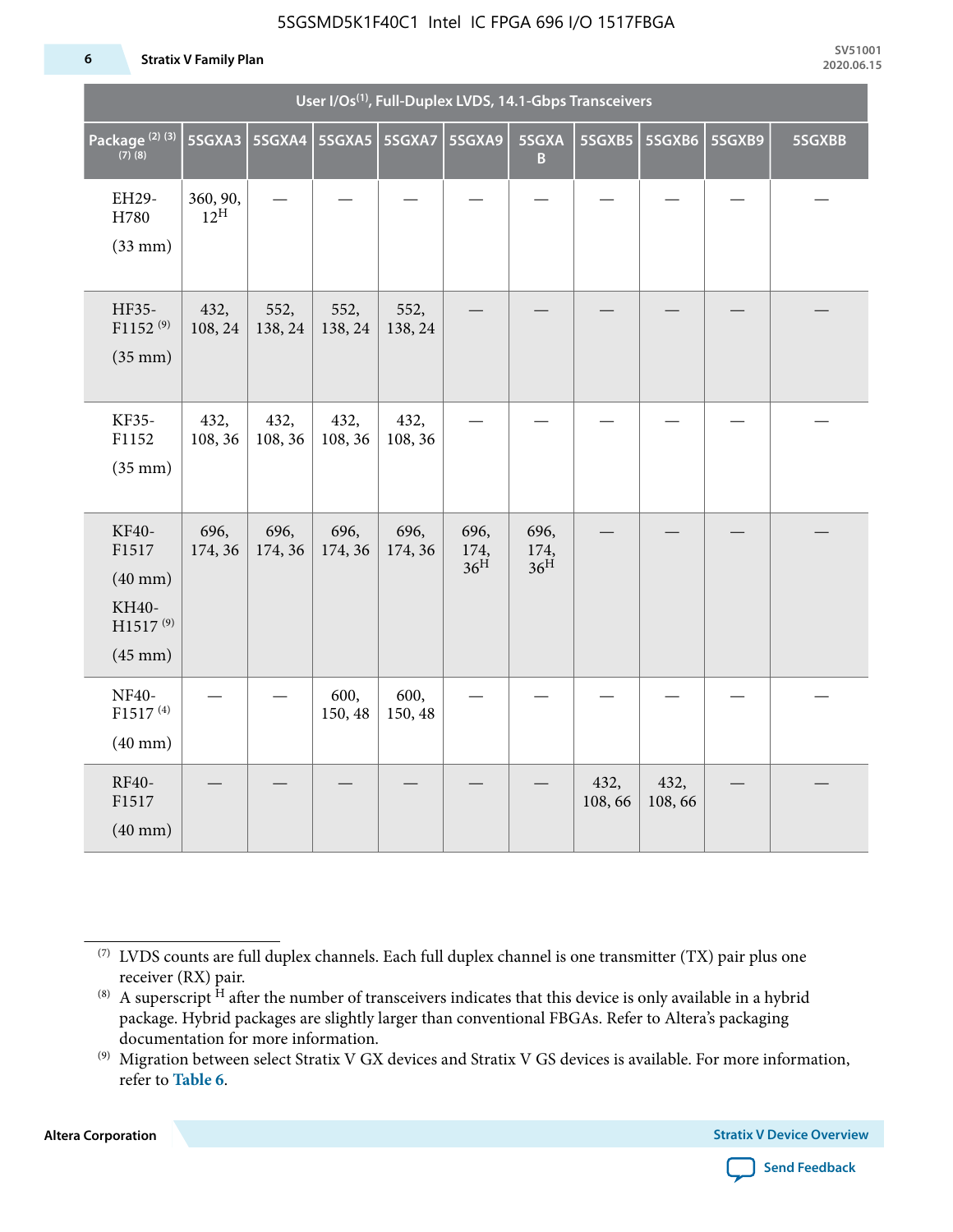| User I/Os[1], Full-Duplex LVDS, 14.1-Gbps Transceivers | | | | | | | | | | |
|---|---|---|---|---|---|---|---|---|---|---|
| Package [2] [3] [7] [8] | 5SGXA3 | 5SGXA4 | 5SGXA5 | 5SGXA7 | 5SGXA9 | 5SGXAB | 5SGXB5 | 5SGXB6 | 5SGXB9 | 5SGXBB |
| EH29-H780 (33 mm) | 360, 90, 12[H] | — | — | — | — | — | — | — | — | — |
| HF35-F1152 [9] (35 mm) | 432, 108, 24 | 552, 138, 24 | 552, 138, 24 | 552, 138, 24 | — | — | — | — | — | — |
| KF35-F1152 (35 mm) | 432, 108, 36 | 432, 108, 36 | 432, 108, 36 | 432, 108, 36 | — | — | — | — | — | — |
| KF40-F1517 (40 mm) KH40-H1517 [9] (45 mm) | 696, 174, 36 | 696, 174, 36 | 696, 174, 36 | 696, 174, 36 | 696, 174, 36[H] | 696, 174, 36[H] | — | — | — | — |
| NF40-F1517 [4] (40 mm) | — | — | 600, 150, 48 | 600, 150, 48 | — | — | — | — | — | — |
| RF40-F1517 (40 mm) | — | — | — | — | — | — | 432, 108, 66 | 432, 108, 66 | — | — |

(7) LVDS counts are full duplex channels. Each full duplex channel is one transmitter (TX) pair plus one receiver (RX) pair.

(8) A superscript H after the number of transceivers indicates that this device is only available in a hybrid package. Hybrid packages are slightly larger than conventional FBGAs. Refer to Altera's packaging documentation for more information.

(9) Migration between select Stratix V GX devices and Stratix V GS devices is available. For more information, refer to **Table 6**.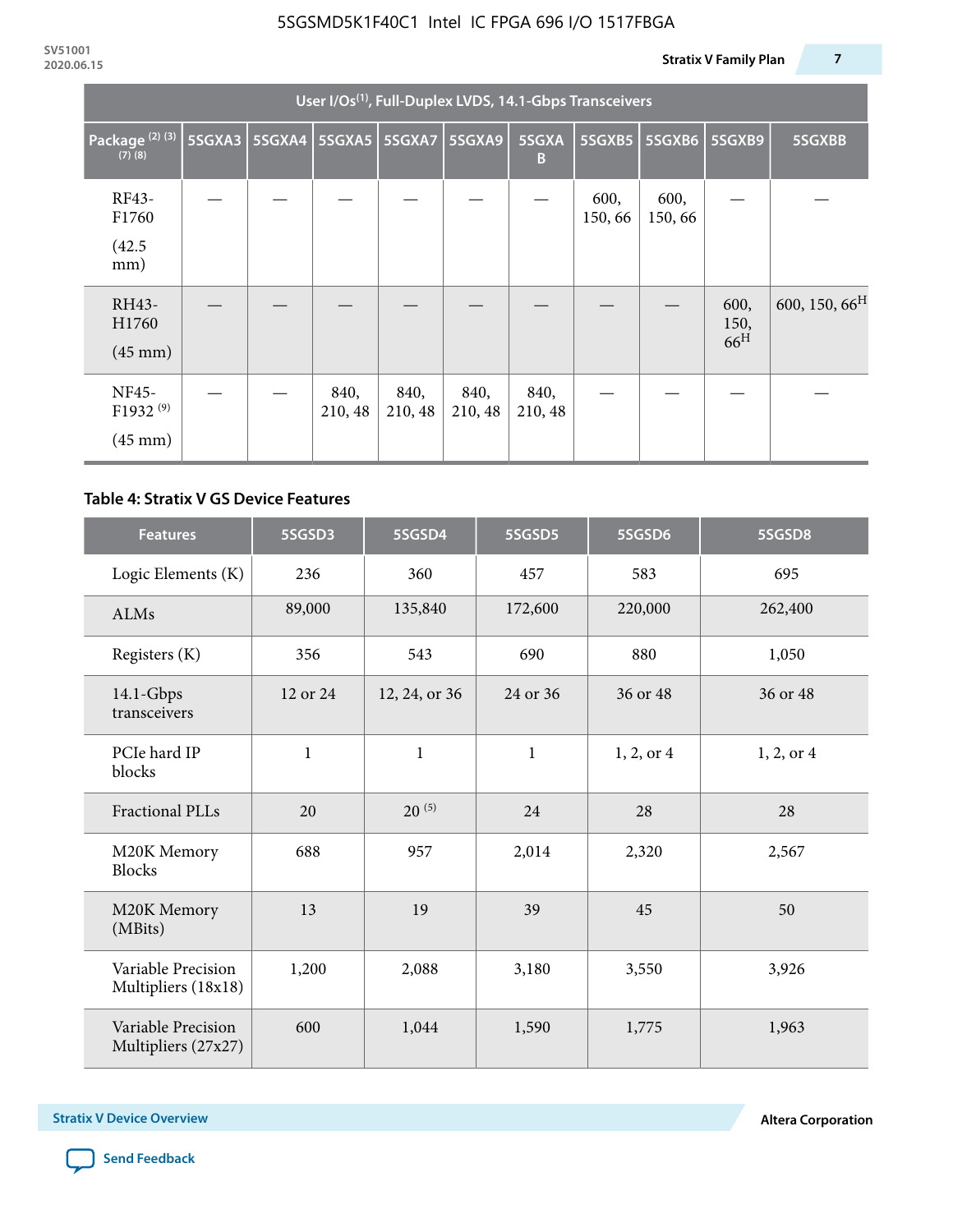| User I/Os(1), Full-Duplex LVDS, 14.1-Gbps Transceivers | | | | | | | | | | |
|---|---|---|---|---|---|---|---|---|---|---|
| Package (2) (3) (7) (8) | 5SGXA3 | 5SGXA4 | 5SGXA5 | 5SGXA7 | 5SGXA9 | 5SGXA B | 5SGXB5 | 5SGXB6 | 5SGXB9 | 5SGXBB |
| RF43-F1760 (42.5 mm) | — | — | — | — | — | — | 600, 150, 66 | 600, 150, 66 | — | — |
| RH43-H1760 (45 mm) | — | — | — | — | — | — | — | — | 600, 150, 66H | 600, 150, 66H |
| NF45-F1932 (9) (45 mm) | — | — | 840, 210, 48 | 840, 210, 48 | 840, 210, 48 | 840, 210, 48 | — | — | — | — |

### Table 4: Stratix V GS Device Features

| Features | 5SGSD3 | 5SGSD4 | 5SGSD5 | 5SGSD6 | 5SGSD8 |
|---|---|---|---|---|---|
| Logic Elements (K) | 236 | 360 | 457 | 583 | 695 |
| ALMs | 89,000 | 135,840 | 172,600 | 220,000 | 262,400 |
| Registers (K) | 356 | 543 | 690 | 880 | 1,050 |
| 14.1-Gbps transceivers | 12 or 24 | 12, 24, or 36 | 24 or 36 | 36 or 48 | 36 or 48 |
| PCIe hard IP blocks | 1 | 1 | 1 | 1, 2, or 4 | 1, 2, or 4 |
| Fractional PLLs | 20 | 20 (5) | 24 | 28 | 28 |
| M20K Memory Blocks | 688 | 957 | 2,014 | 2,320 | 2,567 |
| M20K Memory (MBits) | 13 | 19 | 39 | 45 | 50 |
| Variable Precision Multipliers (18x18) | 1,200 | 2,088 | 3,180 | 3,550 | 3,926 |
| Variable Precision Multipliers (27x27) | 600 | 1,044 | 1,590 | 1,775 | 1,963 |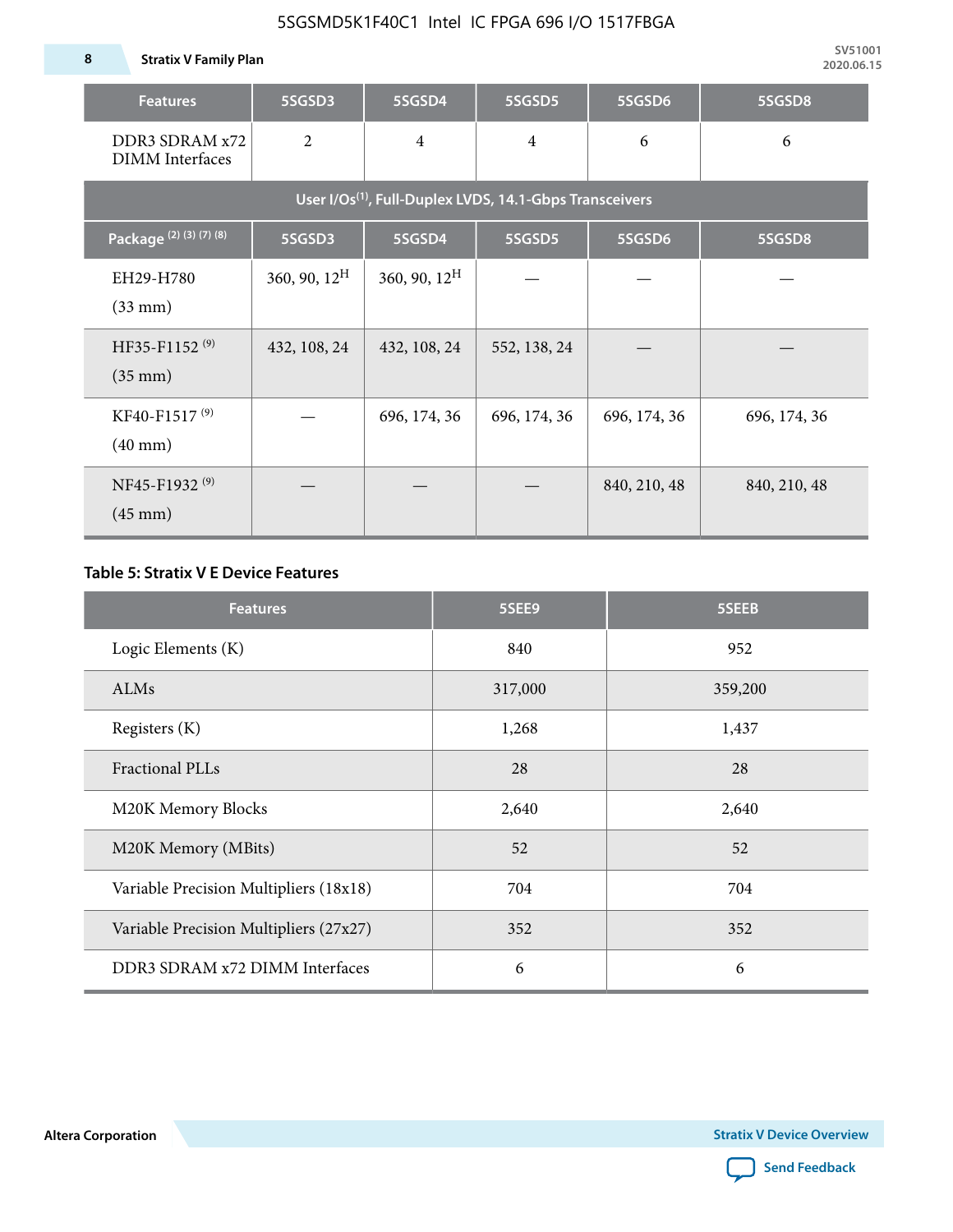| Features | 5SGSD3 | 5SGSD4 | 5SGSD5 | 5SGSD6 | 5SGSD8 |
|---|---|---|---|---|---|
| DDR3 SDRAM x72 DIMM Interfaces | 2 | 4 | 4 | 6 | 6 |
| User I/Os[(1)], Full-Duplex LVDS, 14.1-Gbps Transceivers | | | | | |
| Package [(2) (3) (7) (8)] | 5SGSD3 | 5SGSD4 | 5SGSD5 | 5SGSD6 | 5SGSD8 |
| EH29-H780 (33 mm) | 360, 90, 12[H] | 360, 90, 12[H] | — | — | — |
| HF35-F1152 [(9)] (35 mm) | 432, 108, 24 | 432, 108, 24 | 552, 138, 24 | — | — |
| KF40-F1517 [(9)] (40 mm) | — | 696, 174, 36 | 696, 174, 36 | 696, 174, 36 | 696, 174, 36 |
| NF45-F1932 [(9)] (45 mm) | — | — | — | 840, 210, 48 | 840, 210, 48 |

**Table 5: Stratix V E Device Features**

| Features | 5SEE9 | 5SEEB |
|---|---|---|
| Logic Elements (K) | 840 | 952 |
| ALMs | 317,000 | 359,200 |
| Registers (K) | 1,268 | 1,437 |
| Fractional PLLs | 28 | 28 |
| M20K Memory Blocks | 2,640 | 2,640 |
| M20K Memory (MBits) | 52 | 52 |
| Variable Precision Multipliers (18x18) | 704 | 704 |
| Variable Precision Multipliers (27x27) | 352 | 352 |
| DDR3 SDRAM x72 DIMM Interfaces | 6 | 6 |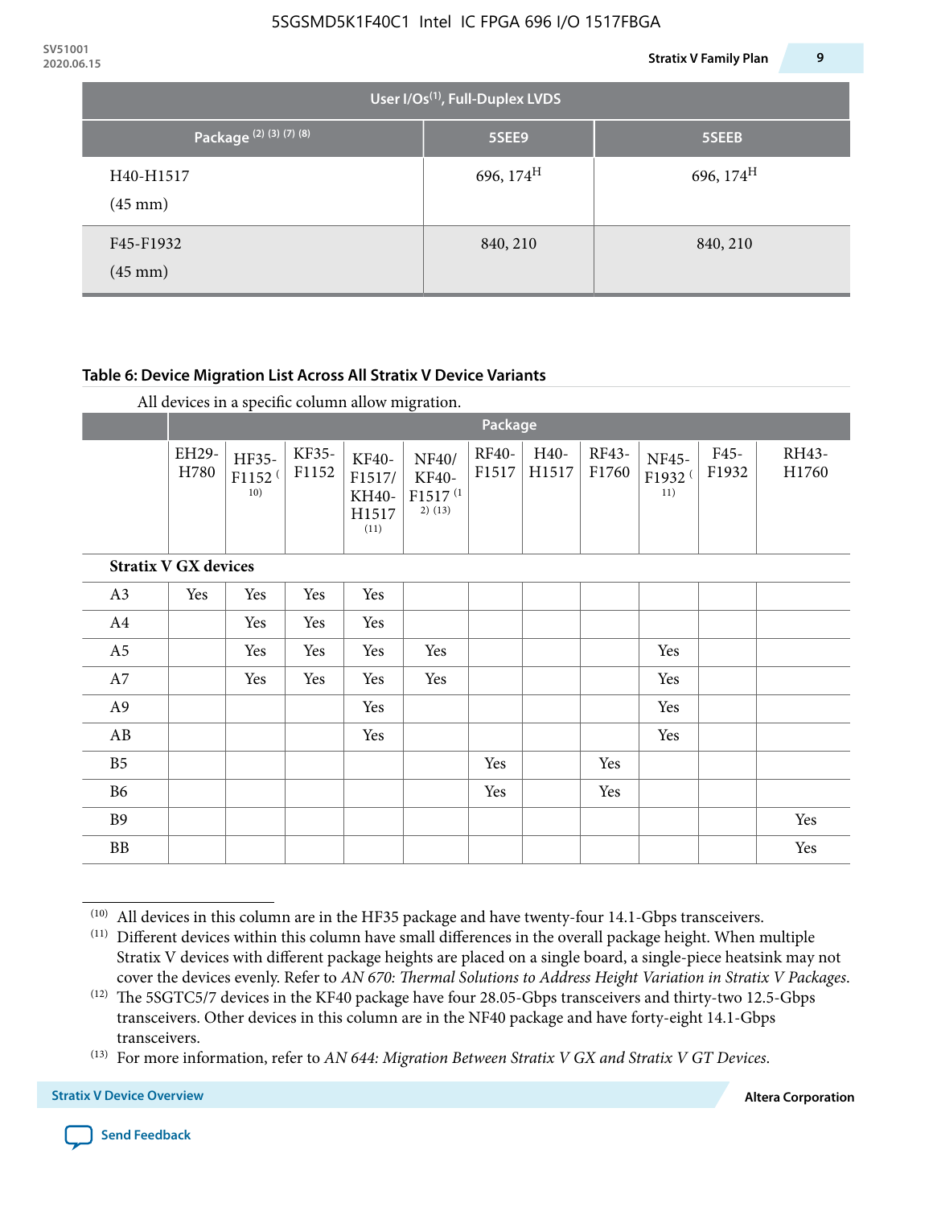| User I/Os(1), Full-Duplex LVDS | | |
|---|---|---|
| Package (2) (3) (7) (8) | 5SEE9 | 5SEEB |
| H40-H1517 (45 mm) | 696, 174H | 696, 174H |
| F45-F1932 (45 mm) | 840, 210 | 840, 210 |

**Table 6: Device Migration List Across All Stratix V Device Variants**

All devices in a specific column allow migration.

| | Package | | | | | | | | | | |
|---|---|---|---|---|---|---|---|---|---|---|---|
| | EH29-H780 | HF35-F1152 (10) | KF35-F1152 | KF40-F1517/ KH40-H1517 (11) | NF40/ KF40-F1517 (12) (13) | RF40-F1517 | H40-H1517 | RF43-F1760 | NF45-F1932 (11) | F45-F1932 | RH43-H1760 |
| **Stratix V GX devices** | | | | | | | | | | | |
| A3 | Yes | Yes | Yes | Yes | | | | | | | |
| A4 | | Yes | Yes | Yes | | | | | | | |
| A5 | | Yes | Yes | Yes | Yes | | | | Yes | | |
| A7 | | Yes | Yes | Yes | Yes | | | | Yes | | |
| A9 | | | | Yes | | | | | Yes | | |
| AB | | | | Yes | | | | | Yes | | |
| B5 | | | | | | Yes | | Yes | | | |
| B6 | | | | | | Yes | | Yes | | | |
| B9 | | | | | | | | | | | Yes |
| BB | | | | | | | | | | | Yes |

(10) All devices in this column are in the HF35 package and have twenty-four 14.1-Gbps transceivers.

(11) Different devices within this column have small differences in the overall package height. When multiple Stratix V devices with different package heights are placed on a single board, a single-piece heatsink may not cover the devices evenly. Refer to *AN 670: Thermal Solutions to Address Height Variation in Stratix V Packages*.

(12) The 5SGTC5/7 devices in the KF40 package have four 28.05-Gbps transceivers and thirty-two 12.5-Gbps transceivers. Other devices in this column are in the NF40 package and have forty-eight 14.1-Gbps transceivers.

(13) For more information, refer to *AN 644: Migration Between Stratix V GX and Stratix V GT Devices*.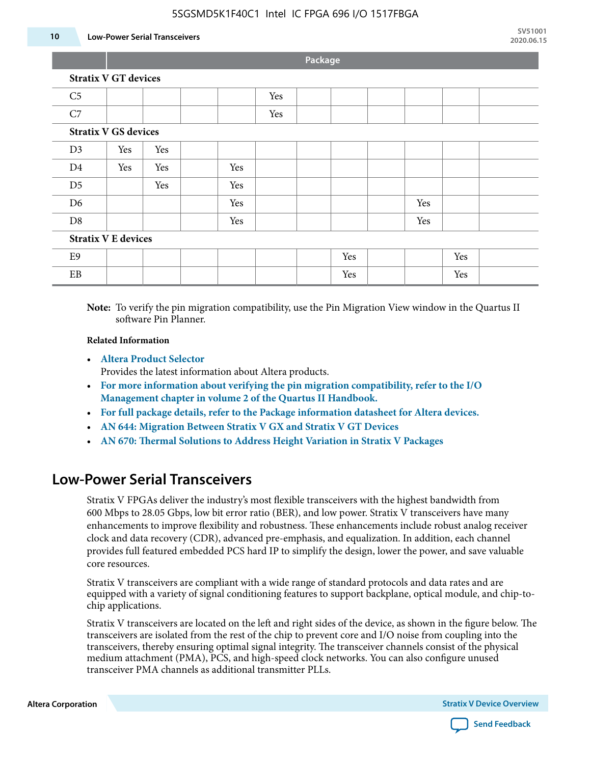| | Package | | | | | | | | | | |
|---|---|---|---|---|---|---|---|---|---|---|---|
| **Stratix V GT devices** | | | | | | | | | | | |
| C5 | | | | | Yes | | | | | | |
| C7 | | | | | Yes | | | | | | |
| **Stratix V GS devices** | | | | | | | | | | | |
| D3 | Yes | Yes | | | | | | | | | |
| D4 | Yes | Yes | | Yes | | | | | | | |
| D5 | | Yes | | Yes | | | | | | | |
| D6 | | | | Yes | | | | | Yes | | |
| D8 | | | | Yes | | | | | Yes | | |
| **Stratix V E devices** | | | | | | | | | | | |
| E9 | | | | | | | Yes | | | Yes | |
| EB | | | | | | | Yes | | | Yes | |

**Note:** To verify the pin migration compatibility, use the Pin Migration View window in the Quartus II software Pin Planner.

**Related Information**

- **Altera Product Selector**
  Provides the latest information about Altera products.
- **For more information about verifying the pin migration compatibility, refer to the I/O Management chapter in volume 2 of the Quartus II Handbook.**
- **For full package details, refer to the Package information datasheet for Altera devices.**
- **AN 644: Migration Between Stratix V GX and Stratix V GT Devices**
- **AN 670: Thermal Solutions to Address Height Variation in Stratix V Packages**

## Low-Power Serial Transceivers

Stratix V FPGAs deliver the industry's most flexible transceivers with the highest bandwidth from 600 Mbps to 28.05 Gbps, low bit error ratio (BER), and low power. Stratix V transceivers have many enhancements to improve flexibility and robustness. These enhancements include robust analog receiver clock and data recovery (CDR), advanced pre-emphasis, and equalization. In addition, each channel provides full featured embedded PCS hard IP to simplify the design, lower the power, and save valuable core resources.

Stratix V transceivers are compliant with a wide range of standard protocols and data rates and are equipped with a variety of signal conditioning features to support backplane, optical module, and chip-to-chip applications.

Stratix V transceivers are located on the left and right sides of the device, as shown in the figure below. The transceivers are isolated from the rest of the chip to prevent core and I/O noise from coupling into the transceivers, thereby ensuring optimal signal integrity. The transceiver channels consist of the physical medium attachment (PMA), PCS, and high-speed clock networks. You can also configure unused transceiver PMA channels as additional transmitter PLLs.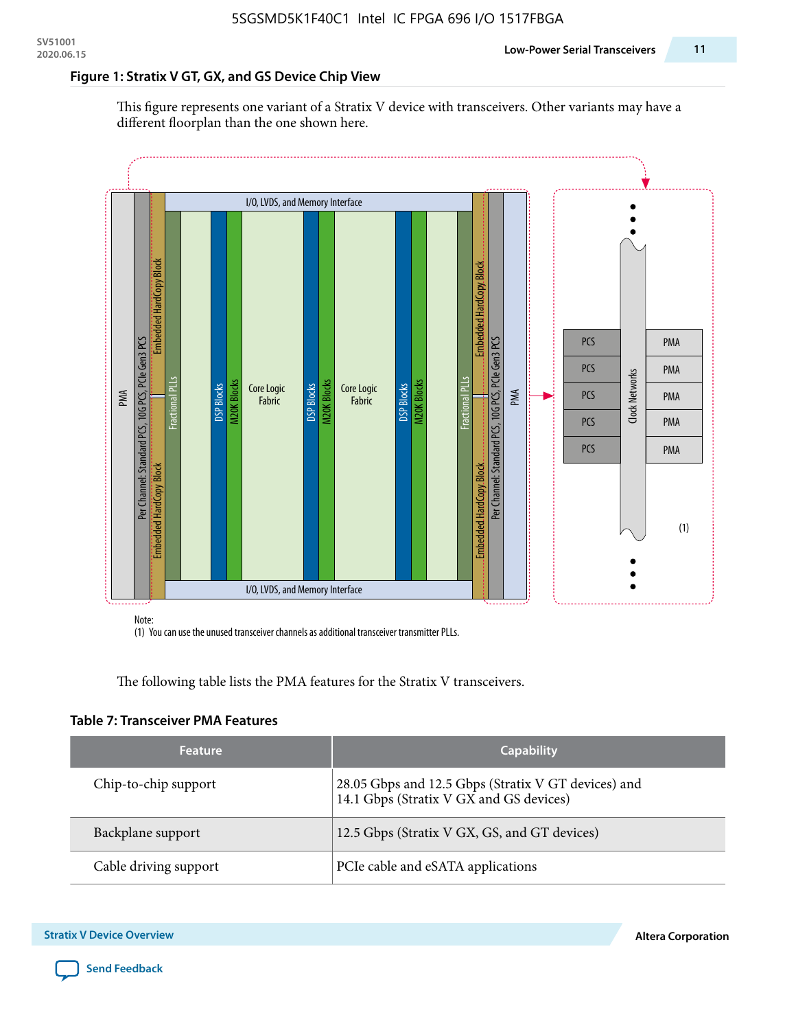### Figure 1: Stratix V GT, GX, and GS Device Chip View

This figure represents one variant of a Stratix V device with transceivers. Other variants may have a different floorplan than the one shown here.

Note:
(1) You can use the unused transceiver channels as additional transceiver transmitter PLLs.

The following table lists the PMA features for the Stratix V transceivers.

### Table 7: Transceiver PMA Features

| Feature | Capability |
| --- | --- |
| Chip-to-chip support | 28.05 Gbps and 12.5 Gbps (Stratix V GT devices) and 14.1 Gbps (Stratix V GX and GS devices) |
| Backplane support | 12.5 Gbps (Stratix V GX, GS, and GT devices) |
| Cable driving support | PCIe cable and eSATA applications |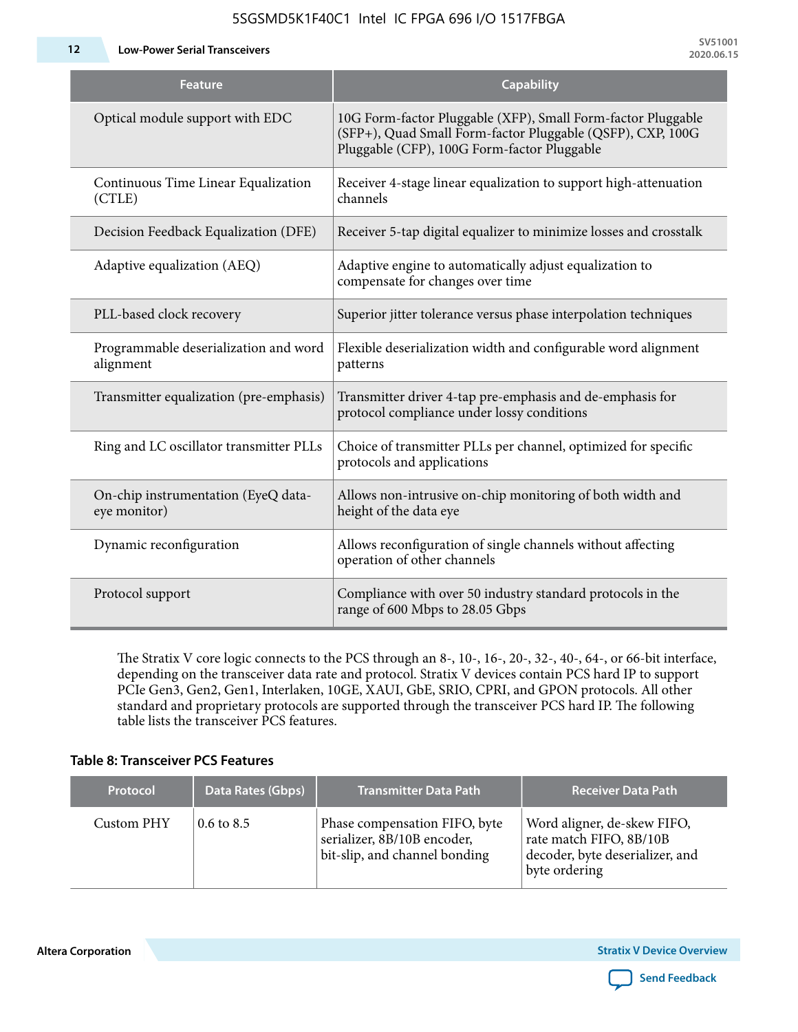| Feature | Capability |
| --- | --- |
| Optical module support with EDC | 10G Form-factor Pluggable (XFP), Small Form-factor Pluggable (SFP+), Quad Small Form-factor Pluggable (QSFP), CXP, 100G Pluggable (CFP), 100G Form-factor Pluggable |
| Continuous Time Linear Equalization (CTLE) | Receiver 4-stage linear equalization to support high-attenuation channels |
| Decision Feedback Equalization (DFE) | Receiver 5-tap digital equalizer to minimize losses and crosstalk |
| Adaptive equalization (AEQ) | Adaptive engine to automatically adjust equalization to compensate for changes over time |
| PLL-based clock recovery | Superior jitter tolerance versus phase interpolation techniques |
| Programmable deserialization and word alignment | Flexible deserialization width and configurable word alignment patterns |
| Transmitter equalization (pre-emphasis) | Transmitter driver 4-tap pre-emphasis and de-emphasis for protocol compliance under lossy conditions |
| Ring and LC oscillator transmitter PLLs | Choice of transmitter PLLs per channel, optimized for specific protocols and applications |
| On-chip instrumentation (EyeQ data-eye monitor) | Allows non-intrusive on-chip monitoring of both width and height of the data eye |
| Dynamic reconfiguration | Allows reconfiguration of single channels without affecting operation of other channels |
| Protocol support | Compliance with over 50 industry standard protocols in the range of 600 Mbps to 28.05 Gbps |

The Stratix V core logic connects to the PCS through an 8-, 10-, 16-, 20-, 32-, 40-, 64-, or 66-bit interface, depending on the transceiver data rate and protocol. Stratix V devices contain PCS hard IP to support PCIe Gen3, Gen2, Gen1, Interlaken, 10GE, XAUI, GbE, SRIO, CPRI, and GPON protocols. All other standard and proprietary protocols are supported through the transceiver PCS hard IP. The following table lists the transceiver PCS features.

**Table 8: Transceiver PCS Features**

| Protocol | Data Rates (Gbps) | Transmitter Data Path | Receiver Data Path |
| --- | --- | --- | --- |
| Custom PHY | 0.6 to 8.5 | Phase compensation FIFO, byte serializer, 8B/10B encoder, bit-slip, and channel bonding | Word aligner, de-skew FIFO, rate match FIFO, 8B/10B decoder, byte deserializer, and byte ordering |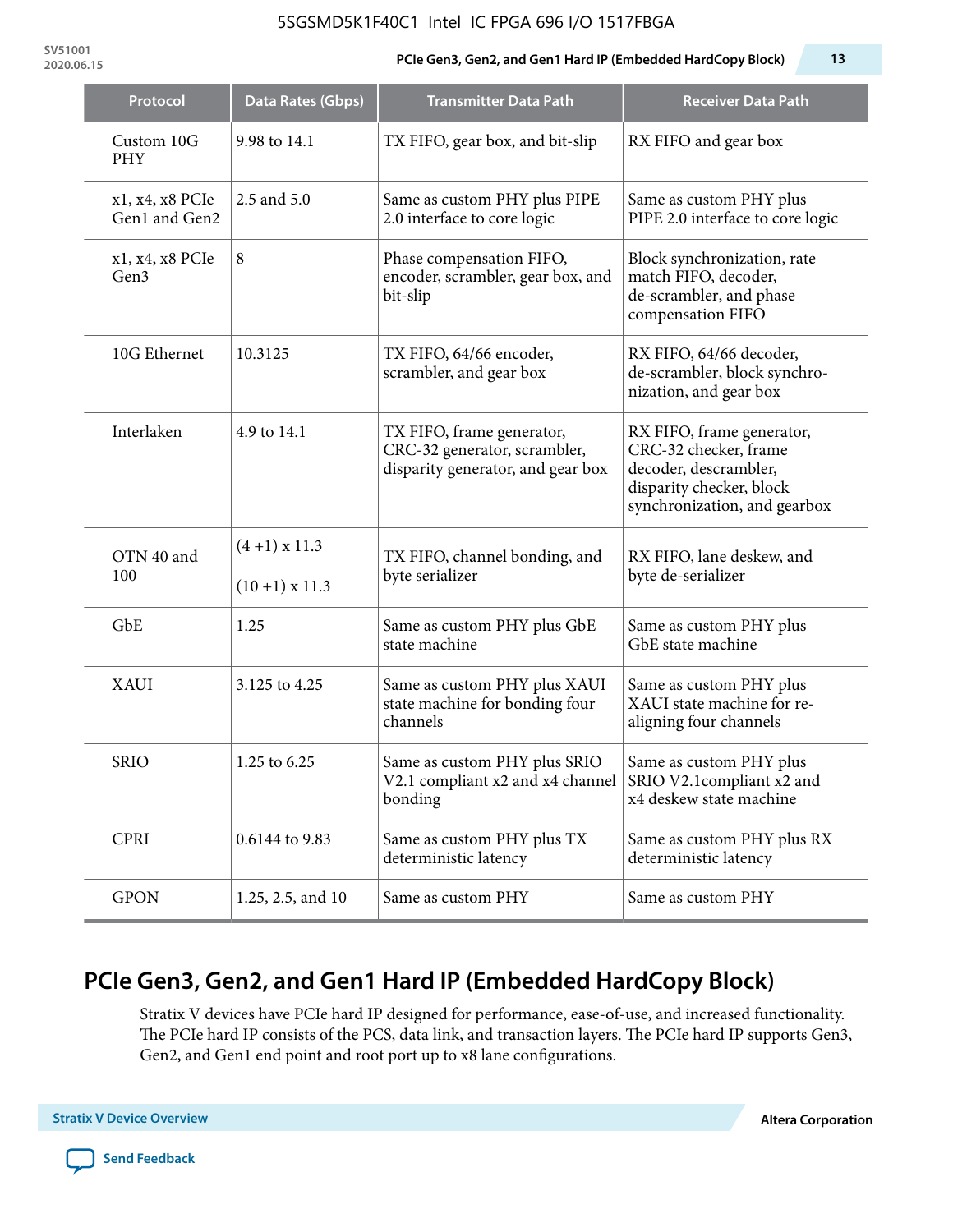| Protocol | Data Rates (Gbps) | Transmitter Data Path | Receiver Data Path |
|---|---|---|---|
| Custom 10G PHY | 9.98 to 14.1 | TX FIFO, gear box, and bit-slip | RX FIFO and gear box |
| x1, x4, x8 PCIe Gen1 and Gen2 | 2.5 and 5.0 | Same as custom PHY plus PIPE 2.0 interface to core logic | Same as custom PHY plus PIPE 2.0 interface to core logic |
| x1, x4, x8 PCIe Gen3 | 8 | Phase compensation FIFO, encoder, scrambler, gear box, and bit-slip | Block synchronization, rate match FIFO, decoder, de-scrambler, and phase compensation FIFO |
| 10G Ethernet | 10.3125 | TX FIFO, 64/66 encoder, scrambler, and gear box | RX FIFO, 64/66 decoder, de-scrambler, block synchro-nization, and gear box |
| Interlaken | 4.9 to 14.1 | TX FIFO, frame generator, CRC-32 generator, scrambler, disparity generator, and gear box | RX FIFO, frame generator, CRC-32 checker, frame decoder, descrambler, disparity checker, block synchronization, and gearbox |
| OTN 40 and 100 | (4 +1) x 11.3 | TX FIFO, channel bonding, and byte serializer | RX FIFO, lane deskew, and byte de-serializer |
| | (10 +1) x 11.3 | | |
| GbE | 1.25 | Same as custom PHY plus GbE state machine | Same as custom PHY plus GbE state machine |
| XAUI | 3.125 to 4.25 | Same as custom PHY plus XAUI state machine for bonding four channels | Same as custom PHY plus XAUI state machine for re-aligning four channels |
| SRIO | 1.25 to 6.25 | Same as custom PHY plus SRIO V2.1 compliant x2 and x4 channel bonding | Same as custom PHY plus SRIO V2.1compliant x2 and x4 deskew state machine |
| CPRI | 0.6144 to 9.83 | Same as custom PHY plus TX deterministic latency | Same as custom PHY plus RX deterministic latency |
| GPON | 1.25, 2.5, and 10 | Same as custom PHY | Same as custom PHY |

## PCIe Gen3, Gen2, and Gen1 Hard IP (Embedded HardCopy Block)

Stratix V devices have PCIe hard IP designed for performance, ease-of-use, and increased functionality. The PCIe hard IP consists of the PCS, data link, and transaction layers. The PCIe hard IP supports Gen3, Gen2, and Gen1 end point and root port up to x8 lane configurations.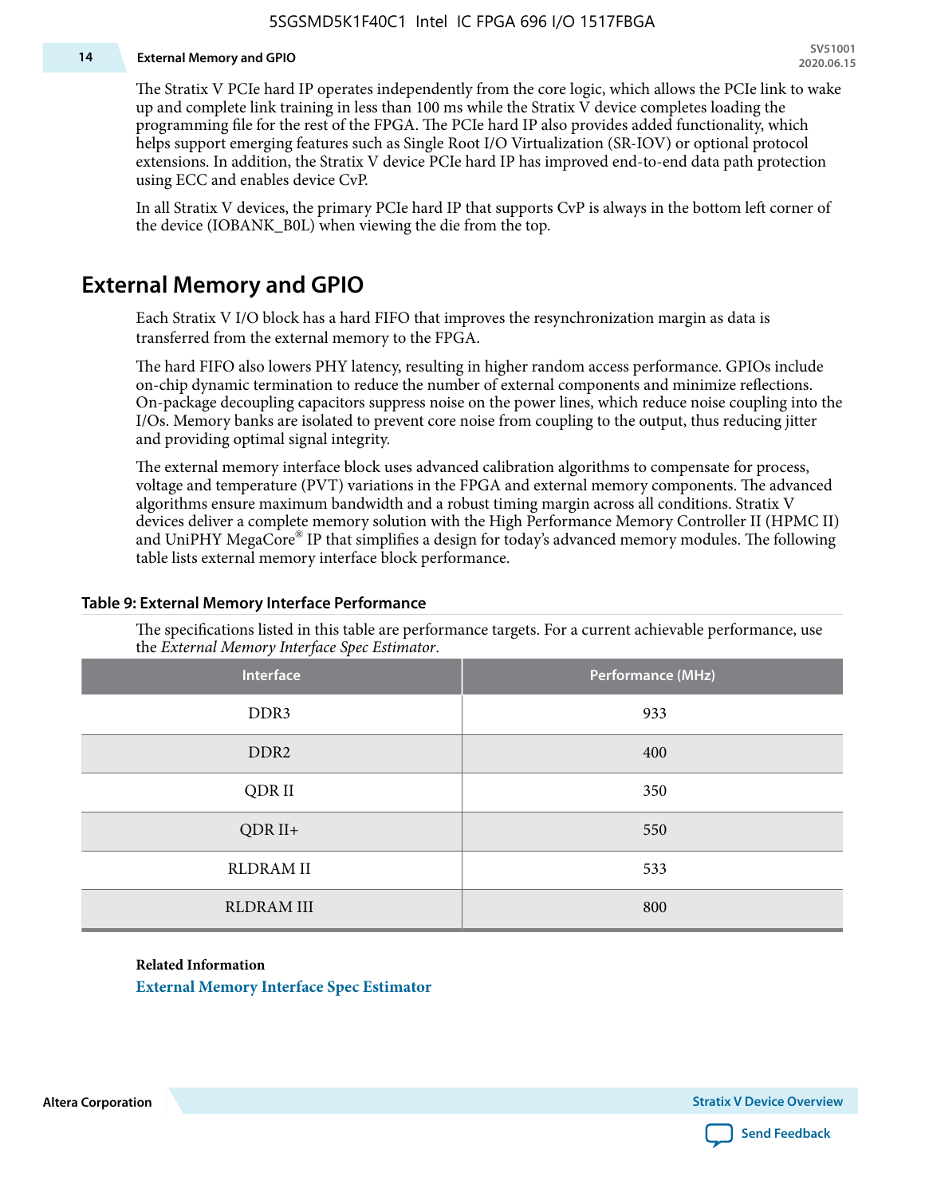The Stratix V PCIe hard IP operates independently from the core logic, which allows the PCIe link to wake up and complete link training in less than 100 ms while the Stratix V device completes loading the programming file for the rest of the FPGA. The PCIe hard IP also provides added functionality, which helps support emerging features such as Single Root I/O Virtualization (SR-IOV) or optional protocol extensions. In addition, the Stratix V device PCIe hard IP has improved end-to-end data path protection using ECC and enables device CvP.

In all Stratix V devices, the primary PCIe hard IP that supports CvP is always in the bottom left corner of the device (IOBANK_B0L) when viewing the die from the top.

## External Memory and GPIO

Each Stratix V I/O block has a hard FIFO that improves the resynchronization margin as data is transferred from the external memory to the FPGA.

The hard FIFO also lowers PHY latency, resulting in higher random access performance. GPIOs include on-chip dynamic termination to reduce the number of external components and minimize reflections. On-package decoupling capacitors suppress noise on the power lines, which reduce noise coupling into the I/Os. Memory banks are isolated to prevent core noise from coupling to the output, thus reducing jitter and providing optimal signal integrity.

The external memory interface block uses advanced calibration algorithms to compensate for process, voltage and temperature (PVT) variations in the FPGA and external memory components. The advanced algorithms ensure maximum bandwidth and a robust timing margin across all conditions. Stratix V devices deliver a complete memory solution with the High Performance Memory Controller II (HPMC II) and UniPHY MegaCore® IP that simplifies a design for today's advanced memory modules. The following table lists external memory interface block performance.

**Table 9: External Memory Interface Performance**

The specifications listed in this table are performance targets. For a current achievable performance, use the *External Memory Interface Spec Estimator*.

| Interface | Performance (MHz) |
|---|---|
| DDR3 | 933 |
| DDR2 | 400 |
| QDR II | 350 |
| QDR II+ | 550 |
| RLDRAM II | 533 |
| RLDRAM III | 800 |

**Related Information**

External Memory Interface Spec Estimator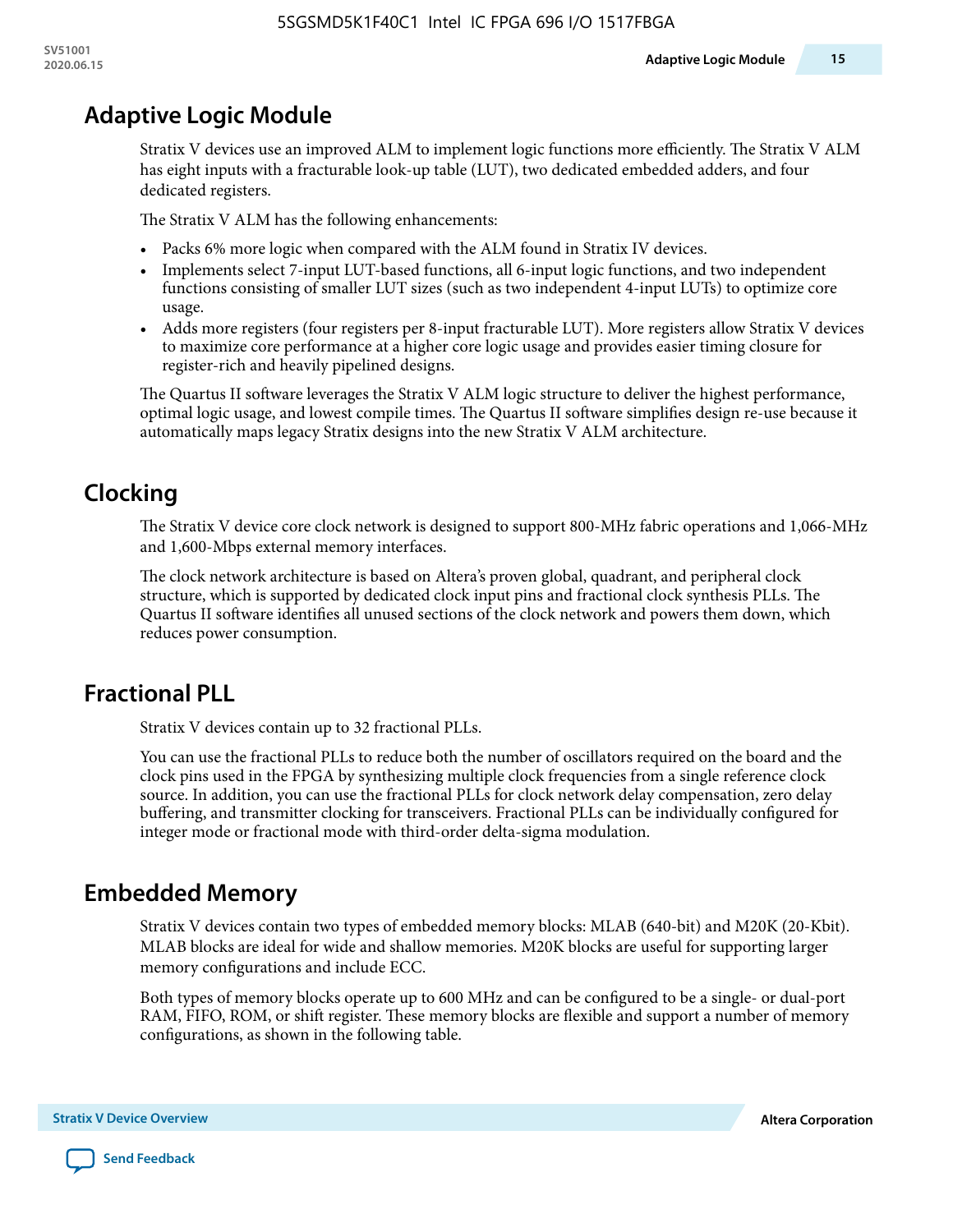## Adaptive Logic Module

Stratix V devices use an improved ALM to implement logic functions more efficiently. The Stratix V ALM has eight inputs with a fracturable look-up table (LUT), two dedicated embedded adders, and four dedicated registers.

The Stratix V ALM has the following enhancements:

- Packs 6% more logic when compared with the ALM found in Stratix IV devices.
- Implements select 7-input LUT-based functions, all 6-input logic functions, and two independent functions consisting of smaller LUT sizes (such as two independent 4-input LUTs) to optimize core usage.
- Adds more registers (four registers per 8-input fracturable LUT). More registers allow Stratix V devices to maximize core performance at a higher core logic usage and provides easier timing closure for register-rich and heavily pipelined designs.

The Quartus II software leverages the Stratix V ALM logic structure to deliver the highest performance, optimal logic usage, and lowest compile times. The Quartus II software simplifies design re-use because it automatically maps legacy Stratix designs into the new Stratix V ALM architecture.

## Clocking

The Stratix V device core clock network is designed to support 800-MHz fabric operations and 1,066-MHz and 1,600-Mbps external memory interfaces.

The clock network architecture is based on Altera's proven global, quadrant, and peripheral clock structure, which is supported by dedicated clock input pins and fractional clock synthesis PLLs. The Quartus II software identifies all unused sections of the clock network and powers them down, which reduces power consumption.

## Fractional PLL

Stratix V devices contain up to 32 fractional PLLs.

You can use the fractional PLLs to reduce both the number of oscillators required on the board and the clock pins used in the FPGA by synthesizing multiple clock frequencies from a single reference clock source. In addition, you can use the fractional PLLs for clock network delay compensation, zero delay buffering, and transmitter clocking for transceivers. Fractional PLLs can be individually configured for integer mode or fractional mode with third-order delta-sigma modulation.

## Embedded Memory

Stratix V devices contain two types of embedded memory blocks: MLAB (640-bit) and M20K (20-Kbit). MLAB blocks are ideal for wide and shallow memories. M20K blocks are useful for supporting larger memory configurations and include ECC.

Both types of memory blocks operate up to 600 MHz and can be configured to be a single- or dual-port RAM, FIFO, ROM, or shift register. These memory blocks are flexible and support a number of memory configurations, as shown in the following table.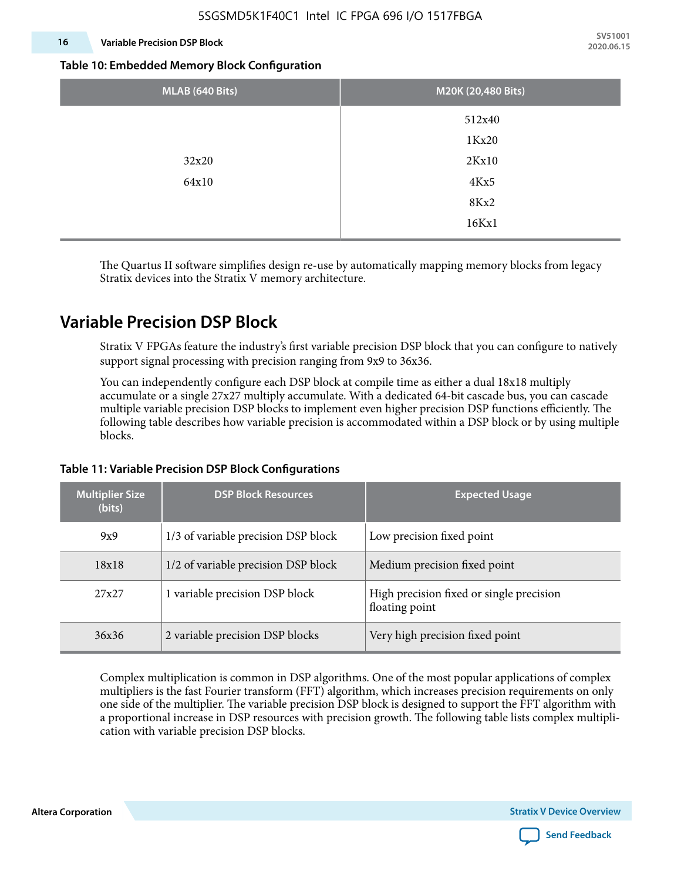**Table 10: Embedded Memory Block Configuration**

| MLAB (640 Bits) | M20K (20,480 Bits) |
|---|---|
| 32x20<br>64x10 | 512x40<br>1Kx20<br>2Kx10<br>4Kx5<br>8Kx2<br>16Kx1 |

The Quartus II software simplifies design re-use by automatically mapping memory blocks from legacy Stratix devices into the Stratix V memory architecture.

## Variable Precision DSP Block

Stratix V FPGAs feature the industry's first variable precision DSP block that you can configure to natively support signal processing with precision ranging from 9x9 to 36x36.

You can independently configure each DSP block at compile time as either a dual 18x18 multiply accumulate or a single 27x27 multiply accumulate. With a dedicated 64-bit cascade bus, you can cascade multiple variable precision DSP blocks to implement even higher precision DSP functions efficiently. The following table describes how variable precision is accommodated within a DSP block or by using multiple blocks.

**Table 11: Variable Precision DSP Block Configurations**

| Multiplier Size (bits) | DSP Block Resources | Expected Usage |
|---|---|---|
| 9x9 | 1/3 of variable precision DSP block | Low precision fixed point |
| 18x18 | 1/2 of variable precision DSP block | Medium precision fixed point |
| 27x27 | 1 variable precision DSP block | High precision fixed or single precision floating point |
| 36x36 | 2 variable precision DSP blocks | Very high precision fixed point |

Complex multiplication is common in DSP algorithms. One of the most popular applications of complex multipliers is the fast Fourier transform (FFT) algorithm, which increases precision requirements on only one side of the multiplier. The variable precision DSP block is designed to support the FFT algorithm with a proportional increase in DSP resources with precision growth. The following table lists complex multiplication with variable precision DSP blocks.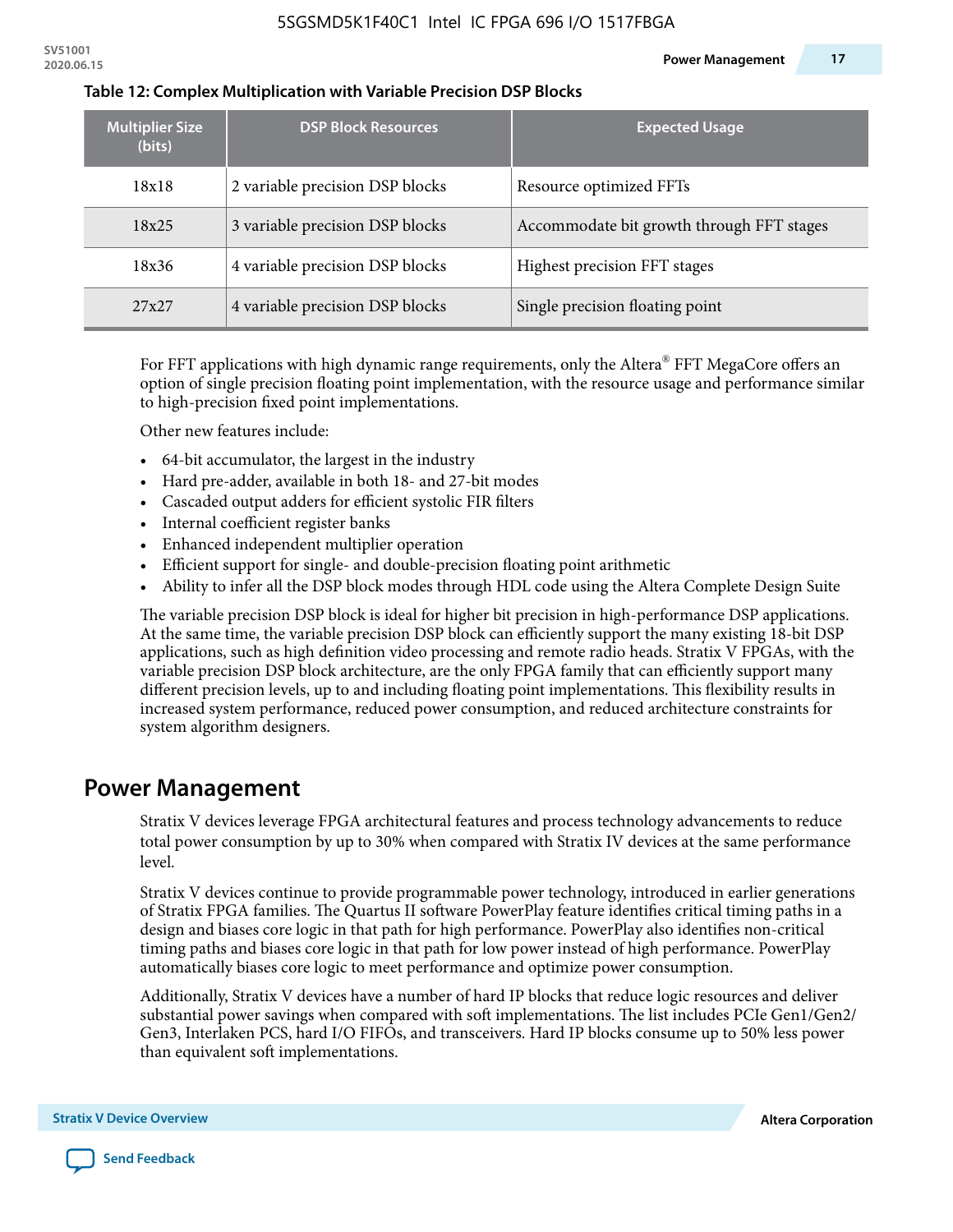**Table 12: Complex Multiplication with Variable Precision DSP Blocks**

| Multiplier Size (bits) | DSP Block Resources | Expected Usage |
|---|---|---|
| 18x18 | 2 variable precision DSP blocks | Resource optimized FFTs |
| 18x25 | 3 variable precision DSP blocks | Accommodate bit growth through FFT stages |
| 18x36 | 4 variable precision DSP blocks | Highest precision FFT stages |
| 27x27 | 4 variable precision DSP blocks | Single precision floating point |

For FFT applications with high dynamic range requirements, only the Altera® FFT MegaCore offers an option of single precision floating point implementation, with the resource usage and performance similar to high-precision fixed point implementations.

Other new features include:

- 64-bit accumulator, the largest in the industry
- Hard pre-adder, available in both 18- and 27-bit modes
- Cascaded output adders for efficient systolic FIR filters
- Internal coefficient register banks
- Enhanced independent multiplier operation
- Efficient support for single- and double-precision floating point arithmetic
- Ability to infer all the DSP block modes through HDL code using the Altera Complete Design Suite

The variable precision DSP block is ideal for higher bit precision in high-performance DSP applications. At the same time, the variable precision DSP block can efficiently support the many existing 18-bit DSP applications, such as high definition video processing and remote radio heads. Stratix V FPGAs, with the variable precision DSP block architecture, are the only FPGA family that can efficiently support many different precision levels, up to and including floating point implementations. This flexibility results in increased system performance, reduced power consumption, and reduced architecture constraints for system algorithm designers.

## Power Management

Stratix V devices leverage FPGA architectural features and process technology advancements to reduce total power consumption by up to 30% when compared with Stratix IV devices at the same performance level.

Stratix V devices continue to provide programmable power technology, introduced in earlier generations of Stratix FPGA families. The Quartus II software PowerPlay feature identifies critical timing paths in a design and biases core logic in that path for high performance. PowerPlay also identifies non-critical timing paths and biases core logic in that path for low power instead of high performance. PowerPlay automatically biases core logic to meet performance and optimize power consumption.

Additionally, Stratix V devices have a number of hard IP blocks that reduce logic resources and deliver substantial power savings when compared with soft implementations. The list includes PCIe Gen1/Gen2/Gen3, Interlaken PCS, hard I/O FIFOs, and transceivers. Hard IP blocks consume up to 50% less power than equivalent soft implementations.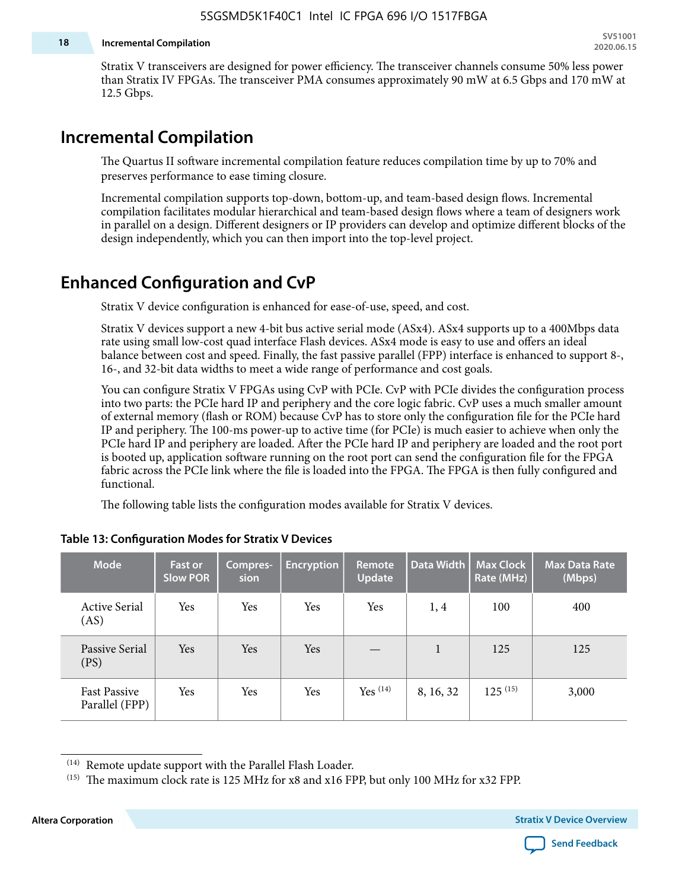Stratix V transceivers are designed for power efficiency. The transceiver channels consume 50% less power than Stratix IV FPGAs. The transceiver PMA consumes approximately 90 mW at 6.5 Gbps and 170 mW at 12.5 Gbps.

## Incremental Compilation

The Quartus II software incremental compilation feature reduces compilation time by up to 70% and preserves performance to ease timing closure.

Incremental compilation supports top-down, bottom-up, and team-based design flows. Incremental compilation facilitates modular hierarchical and team-based design flows where a team of designers work in parallel on a design. Different designers or IP providers can develop and optimize different blocks of the design independently, which you can then import into the top-level project.

## Enhanced Configuration and CvP

Stratix V device configuration is enhanced for ease-of-use, speed, and cost.

Stratix V devices support a new 4-bit bus active serial mode (ASx4). ASx4 supports up to a 400Mbps data rate using small low-cost quad interface Flash devices. ASx4 mode is easy to use and offers an ideal balance between cost and speed. Finally, the fast passive parallel (FPP) interface is enhanced to support 8-, 16-, and 32-bit data widths to meet a wide range of performance and cost goals.

You can configure Stratix V FPGAs using CvP with PCIe. CvP with PCIe divides the configuration process into two parts: the PCIe hard IP and periphery and the core logic fabric. CvP uses a much smaller amount of external memory (flash or ROM) because CvP has to store only the configuration file for the PCIe hard IP and periphery. The 100-ms power-up to active time (for PCIe) is much easier to achieve when only the PCIe hard IP and periphery are loaded. After the PCIe hard IP and periphery are loaded and the root port is booted up, application software running on the root port can send the configuration file for the FPGA fabric across the PCIe link where the file is loaded into the FPGA. The FPGA is then fully configured and functional.

The following table lists the configuration modes available for Stratix V devices.

**Table 13: Configuration Modes for Stratix V Devices**

| Mode | Fast or Slow POR | Compres-sion | Encryption | Remote Update | Data Width | Max Clock Rate (MHz) | Max Data Rate (Mbps) |
|---|---|---|---|---|---|---|---|
| Active Serial (AS) | Yes | Yes | Yes | Yes | 1, 4 | 100 | 400 |
| Passive Serial (PS) | Yes | Yes | Yes | — | 1 | 125 | 125 |
| Fast Passive Parallel (FPP) | Yes | Yes | Yes | Yes [14] | 8, 16, 32 | 125 [15] | 3,000 |

[14] Remote update support with the Parallel Flash Loader.

[15] The maximum clock rate is 125 MHz for x8 and x16 FPP, but only 100 MHz for x32 FPP.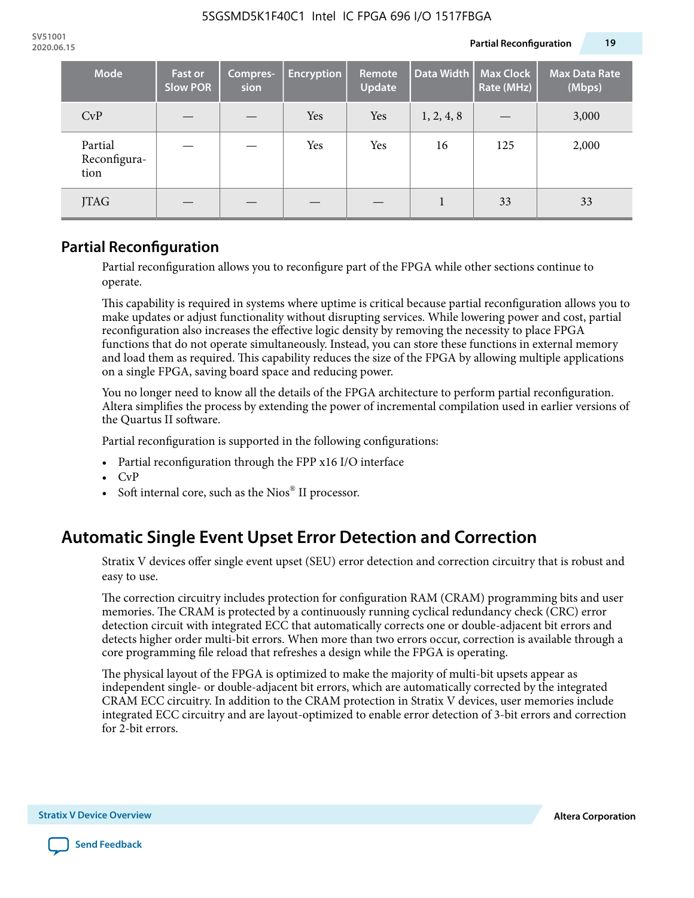| Mode | Fast or Slow POR | Compression | Encryption | Remote Update | Data Width | Max Clock Rate (MHz) | Max Data Rate (Mbps) |
|---|---|---|---|---|---|---|---|
| CvP | — | — | Yes | Yes | 1, 2, 4, 8 | — | 3,000 |
| Partial Reconfiguration | — | — | Yes | Yes | 16 | 125 | 2,000 |
| JTAG | — | — | — | — | 1 | 33 | 33 |

## Partial Reconfiguration

Partial reconfiguration allows you to reconfigure part of the FPGA while other sections continue to operate.

This capability is required in systems where uptime is critical because partial reconfiguration allows you to make updates or adjust functionality without disrupting services. While lowering power and cost, partial reconfiguration also increases the effective logic density by removing the necessity to place FPGA functions that do not operate simultaneously. Instead, you can store these functions in external memory and load them as required. This capability reduces the size of the FPGA by allowing multiple applications on a single FPGA, saving board space and reducing power.

You no longer need to know all the details of the FPGA architecture to perform partial reconfiguration. Altera simplifies the process by extending the power of incremental compilation used in earlier versions of the Quartus II software.

Partial reconfiguration is supported in the following configurations:

- Partial reconfiguration through the FPP x16 I/O interface
- CvP
- Soft internal core, such as the Nios® II processor.

# Automatic Single Event Upset Error Detection and Correction

Stratix V devices offer single event upset (SEU) error detection and correction circuitry that is robust and easy to use.

The correction circuitry includes protection for configuration RAM (CRAM) programming bits and user memories. The CRAM is protected by a continuously running cyclical redundancy check (CRC) error detection circuit with integrated ECC that automatically corrects one or double-adjacent bit errors and detects higher order multi-bit errors. When more than two errors occur, correction is available through a core programming file reload that refreshes a design while the FPGA is operating.

The physical layout of the FPGA is optimized to make the majority of multi-bit upsets appear as independent single- or double-adjacent bit errors, which are automatically corrected by the integrated CRAM ECC circuitry. In addition to the CRAM protection in Stratix V devices, user memories include integrated ECC circuitry and are layout-optimized to enable error detection of 3-bit errors and correction for 2-bit errors.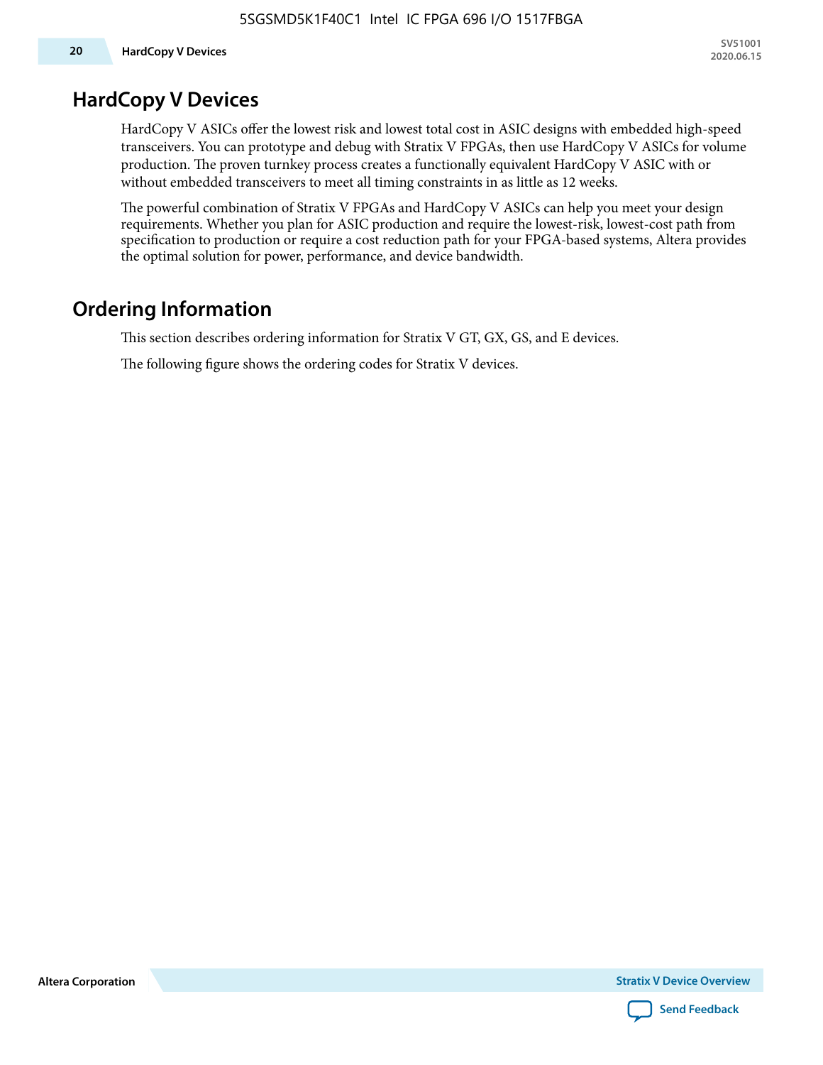## HardCopy V Devices

HardCopy V ASICs offer the lowest risk and lowest total cost in ASIC designs with embedded high-speed transceivers. You can prototype and debug with Stratix V FPGAs, then use HardCopy V ASICs for volume production. The proven turnkey process creates a functionally equivalent HardCopy V ASIC with or without embedded transceivers to meet all timing constraints in as little as 12 weeks.

The powerful combination of Stratix V FPGAs and HardCopy V ASICs can help you meet your design requirements. Whether you plan for ASIC production and require the lowest-risk, lowest-cost path from specification to production or require a cost reduction path for your FPGA-based systems, Altera provides the optimal solution for power, performance, and device bandwidth.

## Ordering Information

This section describes ordering information for Stratix V GT, GX, GS, and E devices.

The following figure shows the ordering codes for Stratix V devices.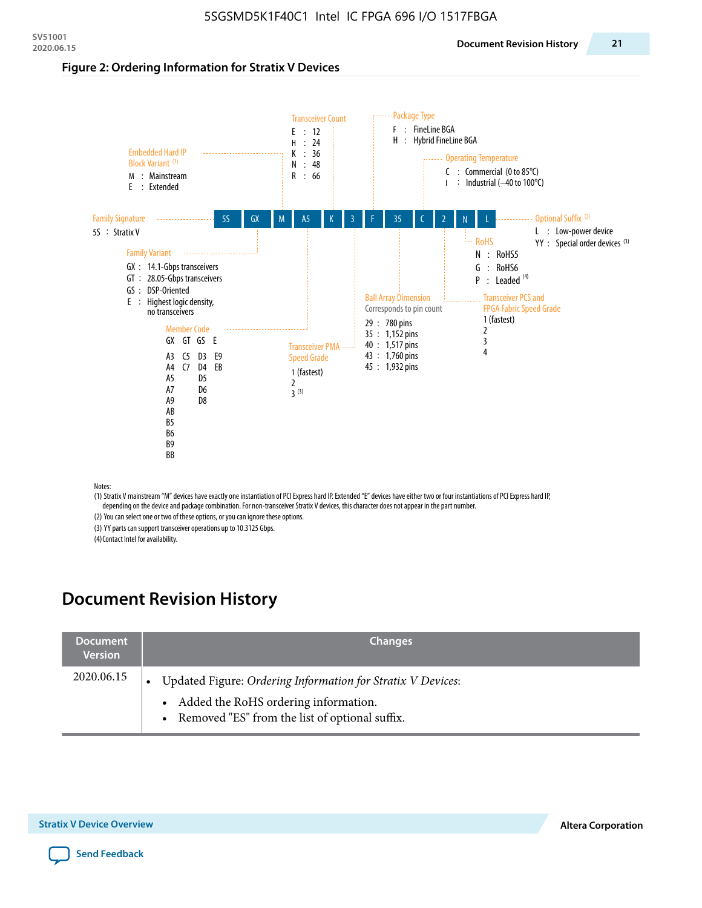## Figure 2: Ordering Information for Stratix V Devices

**5S | GX | M | A5 | K | 3 | F | 35 | C | 2 | N | L**

**Family Signature**
- 5S : Stratix V

**Family Variant**
- GX : 14.1-Gbps transceivers
- GT : 28.05-Gbps transceivers
- GS : DSP-Oriented
- E : Highest logic density, no transceivers

**Embedded Hard IP Block Variant** [1]
- M : Mainstream
- E : Extended

**Member Code**

| GX | GT | GS | E |
|---|---|---|---|
| A3 | C5 | D3 | E9 |
| A4 | C7 | D4 | EB |
| A5 | | D5 | |
| A7 | | D6 | |
| A9 | | D8 | |
| AB | | | |
| B5 | | | |
| B6 | | | |
| B9 | | | |
| BB | | | |

**Transceiver Count**
- E : 12
- H : 24
- K : 36
- N : 48
- R : 66

**Transceiver PMA Speed Grade**
- 1 (fastest)
- 2
- 3 [3]

**Package Type**
- F : FineLine BGA
- H : Hybrid FineLine BGA

**Ball Array Dimension**

Corresponds to pin count
- 29 : 780 pins
- 35 : 1,152 pins
- 40 : 1,517 pins
- 43 : 1,760 pins
- 45 : 1,932 pins

**Operating Temperature**
- C : Commercial (0 to 85°C)
- I : Industrial (–40 to 100°C)

**Transceiver PCS and FPGA Fabric Speed Grade**
- 1 (fastest)
- 2
- 3
- 4

**RoHS**
- N : RoHS5
- G : RoHS6
- P : Leaded [4]

**Optional Suffix** [2]
- L : Low-power device
- YY : Special order devices [3]

Notes:
(1) Stratix V mainstream "M" devices have exactly one instantiation of PCI Express hard IP. Extended "E" devices have either two or four instantiations of PCI Express hard IP, depending on the device and package combination. For non-transceiver Stratix V devices, this character does not appear in the part number.
(2) You can select one or two of these options, or you can ignore these options.
(3) YY parts can support transceiver operations up to 10.3125 Gbps.
(4) Contact Intel for availability.

# Document Revision History

| Document Version | Changes |
|---|---|
| 2020.06.15 | • Updated Figure: *Ordering Information for Stratix V Devices*:<br>  • Added the RoHS ordering information.<br>  • Removed "ES" from the list of optional suffix. |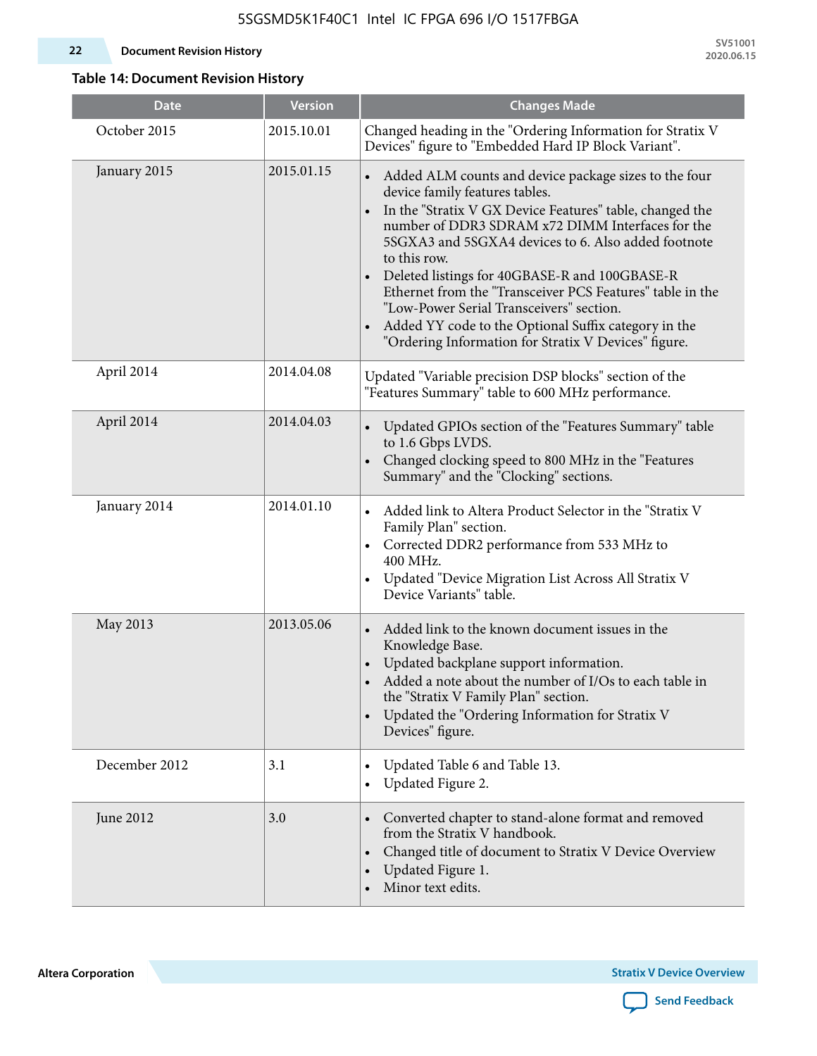## Table 14: Document Revision History

| Date | Version | Changes Made |
|---|---|---|
| October 2015 | 2015.10.01 | Changed heading in the "Ordering Information for Stratix V Devices" figure to "Embedded Hard IP Block Variant". |
| January 2015 | 2015.01.15 | • Added ALM counts and device package sizes to the four device family features tables.<br>• In the "Stratix V GX Device Features" table, changed the number of DDR3 SDRAM x72 DIMM Interfaces for the 5SGXA3 and 5SGXA4 devices to 6. Also added footnote to this row.<br>• Deleted listings for 40GBASE-R and 100GBASE-R Ethernet from the "Transceiver PCS Features" table in the "Low-Power Serial Transceivers" section.<br>• Added YY code to the Optional Suffix category in the "Ordering Information for Stratix V Devices" figure. |
| April 2014 | 2014.04.08 | Updated "Variable precision DSP blocks" section of the "Features Summary" table to 600 MHz performance. |
| April 2014 | 2014.04.03 | • Updated GPIOs section of the "Features Summary" table to 1.6 Gbps LVDS.<br>• Changed clocking speed to 800 MHz in the "Features Summary" and the "Clocking" sections. |
| January 2014 | 2014.01.10 | • Added link to Altera Product Selector in the "Stratix V Family Plan" section.<br>• Corrected DDR2 performance from 533 MHz to 400 MHz.<br>• Updated "Device Migration List Across All Stratix V Device Variants" table. |
| May 2013 | 2013.05.06 | • Added link to the known document issues in the Knowledge Base.<br>• Updated backplane support information.<br>• Added a note about the number of I/Os to each table in the "Stratix V Family Plan" section.<br>• Updated the "Ordering Information for Stratix V Devices" figure. |
| December 2012 | 3.1 | • Updated Table 6 and Table 13.<br>• Updated Figure 2. |
| June 2012 | 3.0 | • Converted chapter to stand-alone format and removed from the Stratix V handbook.<br>• Changed title of document to Stratix V Device Overview<br>• Updated Figure 1.<br>• Minor text edits. |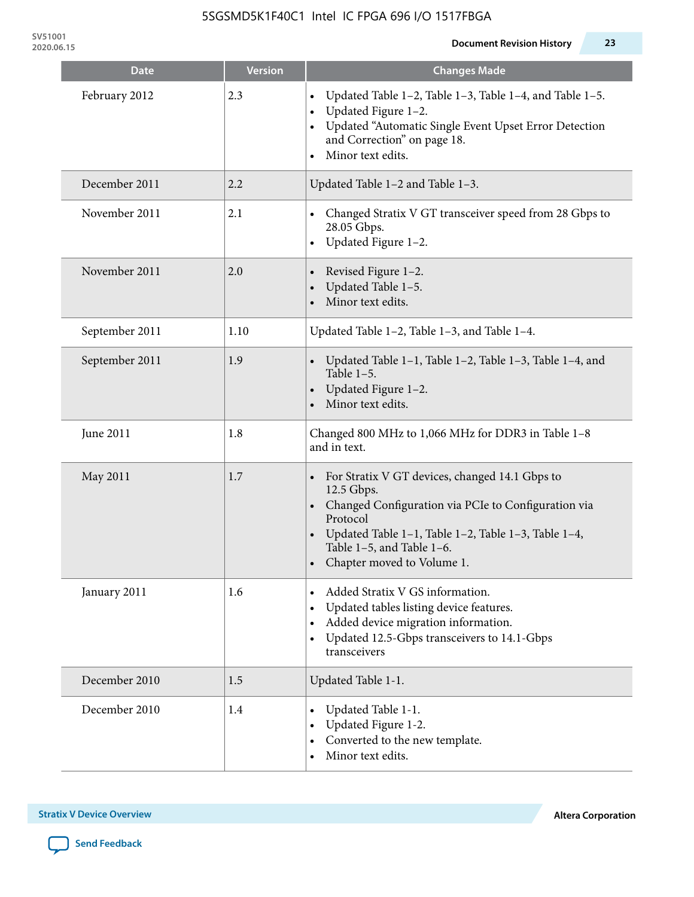| Date | Version | Changes Made |
|---|---|---|
| February 2012 | 2.3 | • Updated Table 1–2, Table 1–3, Table 1–4, and Table 1–5.<br>• Updated Figure 1–2.<br>• Updated "Automatic Single Event Upset Error Detection and Correction" on page 18.<br>• Minor text edits. |
| December 2011 | 2.2 | Updated Table 1–2 and Table 1–3. |
| November 2011 | 2.1 | • Changed Stratix V GT transceiver speed from 28 Gbps to 28.05 Gbps.<br>• Updated Figure 1–2. |
| November 2011 | 2.0 | • Revised Figure 1–2.<br>• Updated Table 1–5.<br>• Minor text edits. |
| September 2011 | 1.10 | Updated Table 1–2, Table 1–3, and Table 1–4. |
| September 2011 | 1.9 | • Updated Table 1–1, Table 1–2, Table 1–3, Table 1–4, and Table 1–5.<br>• Updated Figure 1–2.<br>• Minor text edits. |
| June 2011 | 1.8 | Changed 800 MHz to 1,066 MHz for DDR3 in Table 1–8 and in text. |
| May 2011 | 1.7 | • For Stratix V GT devices, changed 14.1 Gbps to 12.5 Gbps.<br>• Changed Configuration via PCIe to Configuration via Protocol<br>• Updated Table 1–1, Table 1–2, Table 1–3, Table 1–4, Table 1–5, and Table 1–6.<br>• Chapter moved to Volume 1. |
| January 2011 | 1.6 | • Added Stratix V GS information.<br>• Updated tables listing device features.<br>• Added device migration information.<br>• Updated 12.5-Gbps transceivers to 14.1-Gbps transceivers |
| December 2010 | 1.5 | Updated Table 1-1. |
| December 2010 | 1.4 | • Updated Table 1-1.<br>• Updated Figure 1-2.<br>• Converted to the new template.<br>• Minor text edits. |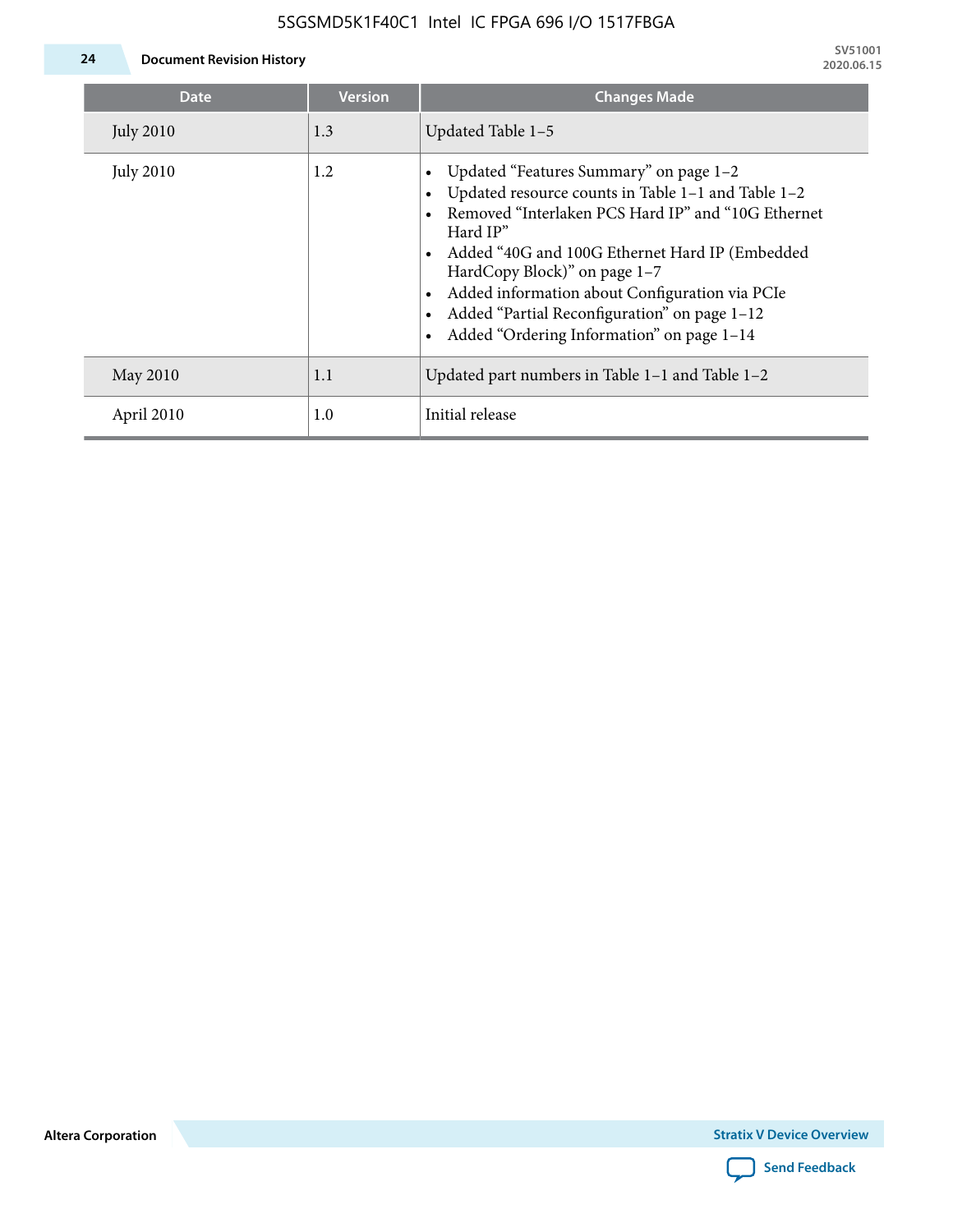| Date | Version | Changes Made |
| --- | --- | --- |
| July 2010 | 1.3 | Updated Table 1–5 |
| July 2010 | 1.2 | • Updated “Features Summary” on page 1–2<br>• Updated resource counts in Table 1–1 and Table 1–2<br>• Removed “Interlaken PCS Hard IP” and “10G Ethernet Hard IP”<br>• Added “40G and 100G Ethernet Hard IP (Embedded HardCopy Block)” on page 1–7<br>• Added information about Configuration via PCIe<br>• Added “Partial Reconfiguration” on page 1–12<br>• Added “Ordering Information” on page 1–14 |
| May 2010 | 1.1 | Updated part numbers in Table 1–1 and Table 1–2 |
| April 2010 | 1.0 | Initial release |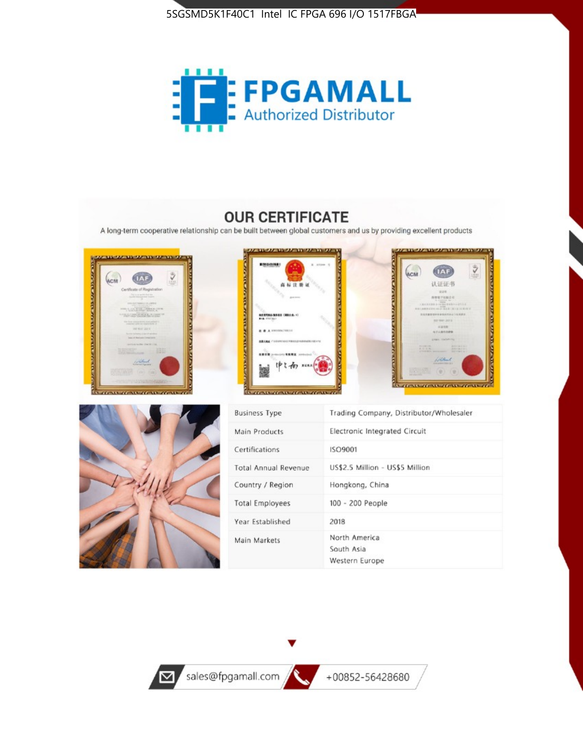FPGAMALL
Authorized Distributor

## OUR CERTIFICATE

A long-term cooperative relationship can be built between global customers and us by providing excellent products

| | |
|---|---|
| Business Type | Trading Company, Distributor/Wholesaler |
| Main Products | Electronic Integrated Circuit |
| Certifications | ISO9001 |
| Total Annual Revenue | US$2.5 Million - US$5 Million |
| Country / Region | Hongkong, China |
| Total Employees | 100 - 200 People |
| Year Established | 2018 |
| Main Markets | North America<br>South Asia<br>Western Europe |

sales@fpgamall.com

+00852-56428680